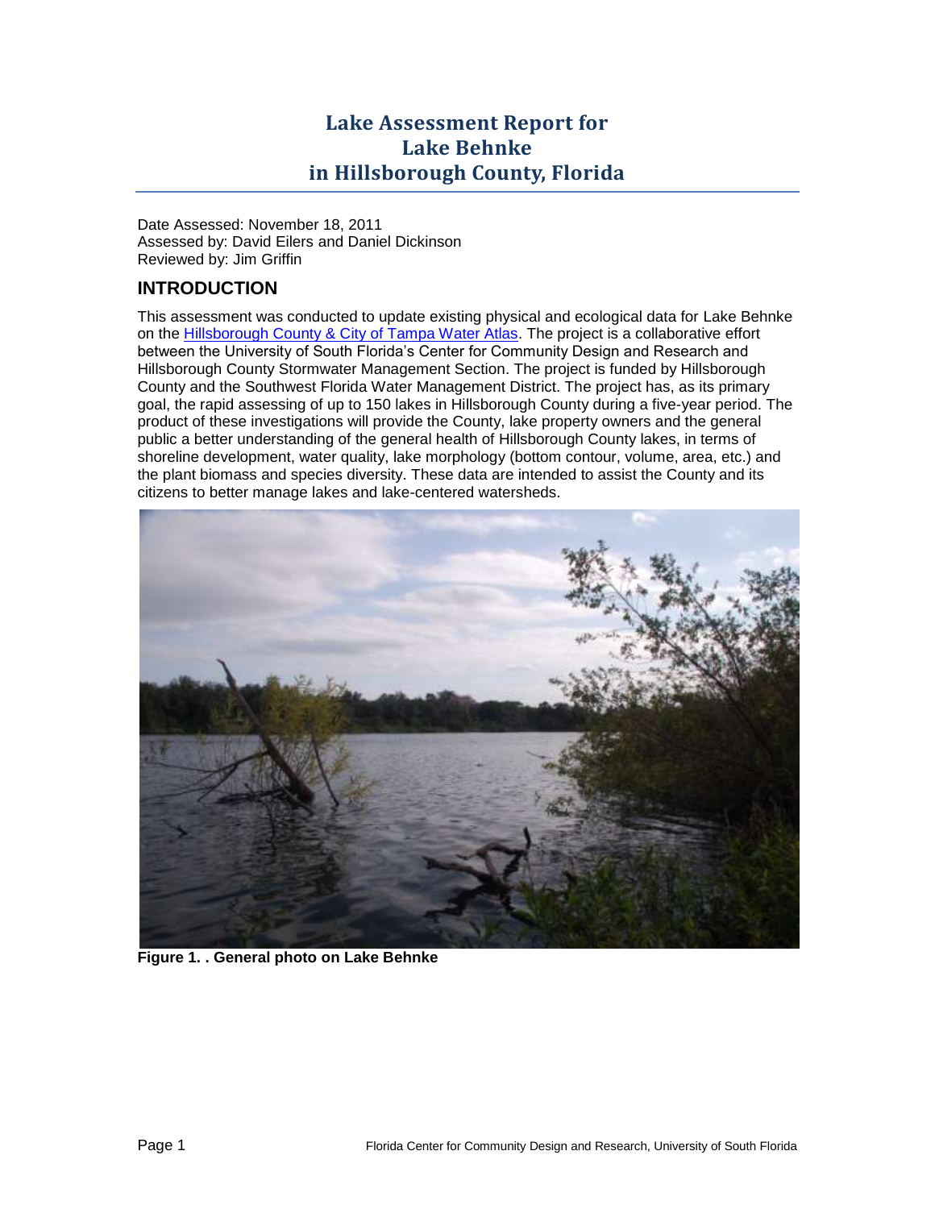# Lake Assessment Report for Lake Behnke in Hillsborough County, Florida

Date Assessed: November 18, 2011
Assessed by: David Eilers and Daniel Dickinson
Reviewed by: Jim Griffin

## INTRODUCTION

This assessment was conducted to update existing physical and ecological data for Lake Behnke on the Hillsborough County & City of Tampa Water Atlas. The project is a collaborative effort between the University of South Florida's Center for Community Design and Research and Hillsborough County Stormwater Management Section. The project is funded by Hillsborough County and the Southwest Florida Water Management District. The project has, as its primary goal, the rapid assessing of up to 150 lakes in Hillsborough County during a five-year period. The product of these investigations will provide the County, lake property owners and the general public a better understanding of the general health of Hillsborough County lakes, in terms of shoreline development, water quality, lake morphology (bottom contour, volume, area, etc.) and the plant biomass and species diversity. These data are intended to assist the County and its citizens to better manage lakes and lake-centered watersheds.

**Figure 1. . General photo on Lake Behnke**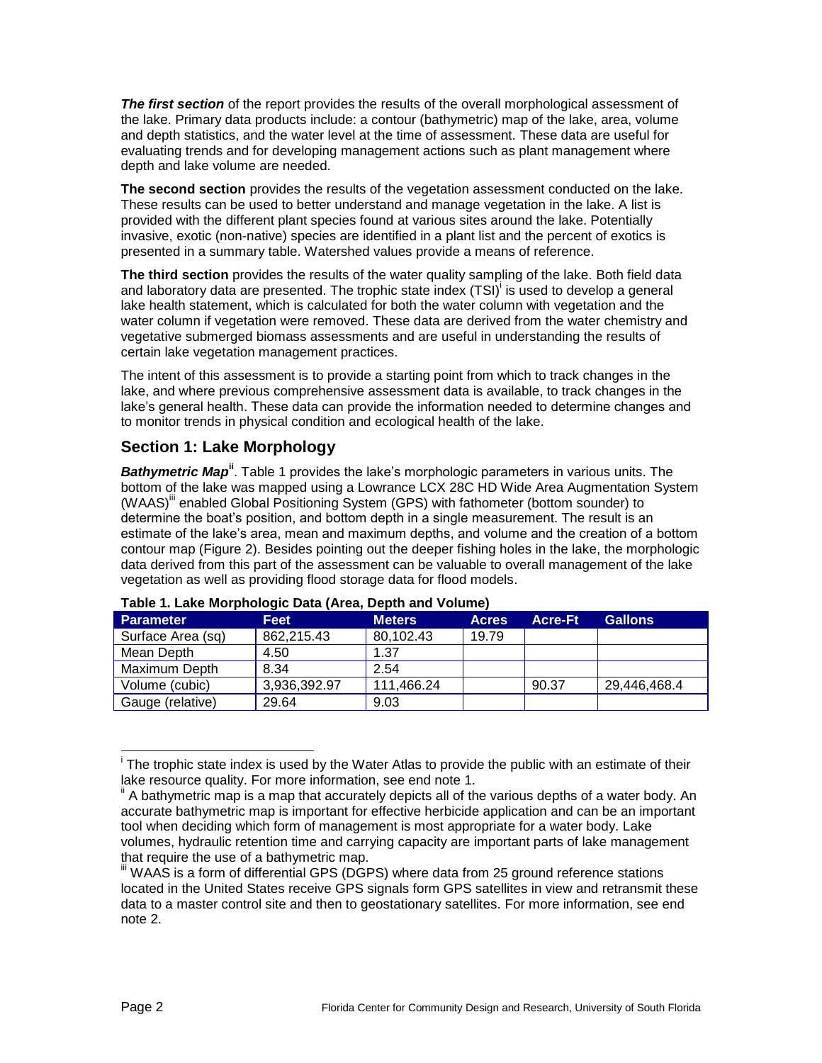***The first section*** of the report provides the results of the overall morphological assessment of the lake. Primary data products include: a contour (bathymetric) map of the lake, area, volume and depth statistics, and the water level at the time of assessment. These data are useful for evaluating trends and for developing management actions such as plant management where depth and lake volume are needed.

**The second section** provides the results of the vegetation assessment conducted on the lake. These results can be used to better understand and manage vegetation in the lake. A list is provided with the different plant species found at various sites around the lake. Potentially invasive, exotic (non-native) species are identified in a plant list and the percent of exotics is presented in a summary table. Watershed values provide a means of reference.

**The third section** provides the results of the water quality sampling of the lake. Both field data and laboratory data are presented. The trophic state index (TSI)[i] is used to develop a general lake health statement, which is calculated for both the water column with vegetation and the water column if vegetation were removed. These data are derived from the water chemistry and vegetative submerged biomass assessments and are useful in understanding the results of certain lake vegetation management practices.

The intent of this assessment is to provide a starting point from which to track changes in the lake, and where previous comprehensive assessment data is available, to track changes in the lake's general health. These data can provide the information needed to determine changes and to monitor trends in physical condition and ecological health of the lake.

## Section 1: Lake Morphology

***Bathymetric Map***[ii]. Table 1 provides the lake's morphologic parameters in various units. The bottom of the lake was mapped using a Lowrance LCX 28C HD Wide Area Augmentation System (WAAS)[iii] enabled Global Positioning System (GPS) with fathometer (bottom sounder) to determine the boat's position, and bottom depth in a single measurement. The result is an estimate of the lake's area, mean and maximum depths, and volume and the creation of a bottom contour map (Figure 2). Besides pointing out the deeper fishing holes in the lake, the morphologic data derived from this part of the assessment can be valuable to overall management of the lake vegetation as well as providing flood storage data for flood models.

**Table 1. Lake Morphologic Data (Area, Depth and Volume)**

| Parameter | Feet | Meters | Acres | Acre-Ft | Gallons |
|---|---|---|---|---|---|
| Surface Area (sq) | 862,215.43 | 80,102.43 | 19.79 | | |
| Mean Depth | 4.50 | 1.37 | | | |
| Maximum Depth | 8.34 | 2.54 | | | |
| Volume (cubic) | 3,936,392.97 | 111,466.24 | | 90.37 | 29,446,468.4 |
| Gauge (relative) | 29.64 | 9.03 | | | |

---

[i] The trophic state index is used by the Water Atlas to provide the public with an estimate of their lake resource quality. For more information, see end note 1.

[ii] A bathymetric map is a map that accurately depicts all of the various depths of a water body. An accurate bathymetric map is important for effective herbicide application and can be an important tool when deciding which form of management is most appropriate for a water body. Lake volumes, hydraulic retention time and carrying capacity are important parts of lake management that require the use of a bathymetric map.

[iii] WAAS is a form of differential GPS (DGPS) where data from 25 ground reference stations located in the United States receive GPS signals form GPS satellites in view and retransmit these data to a master control site and then to geostationary satellites. For more information, see end note 2.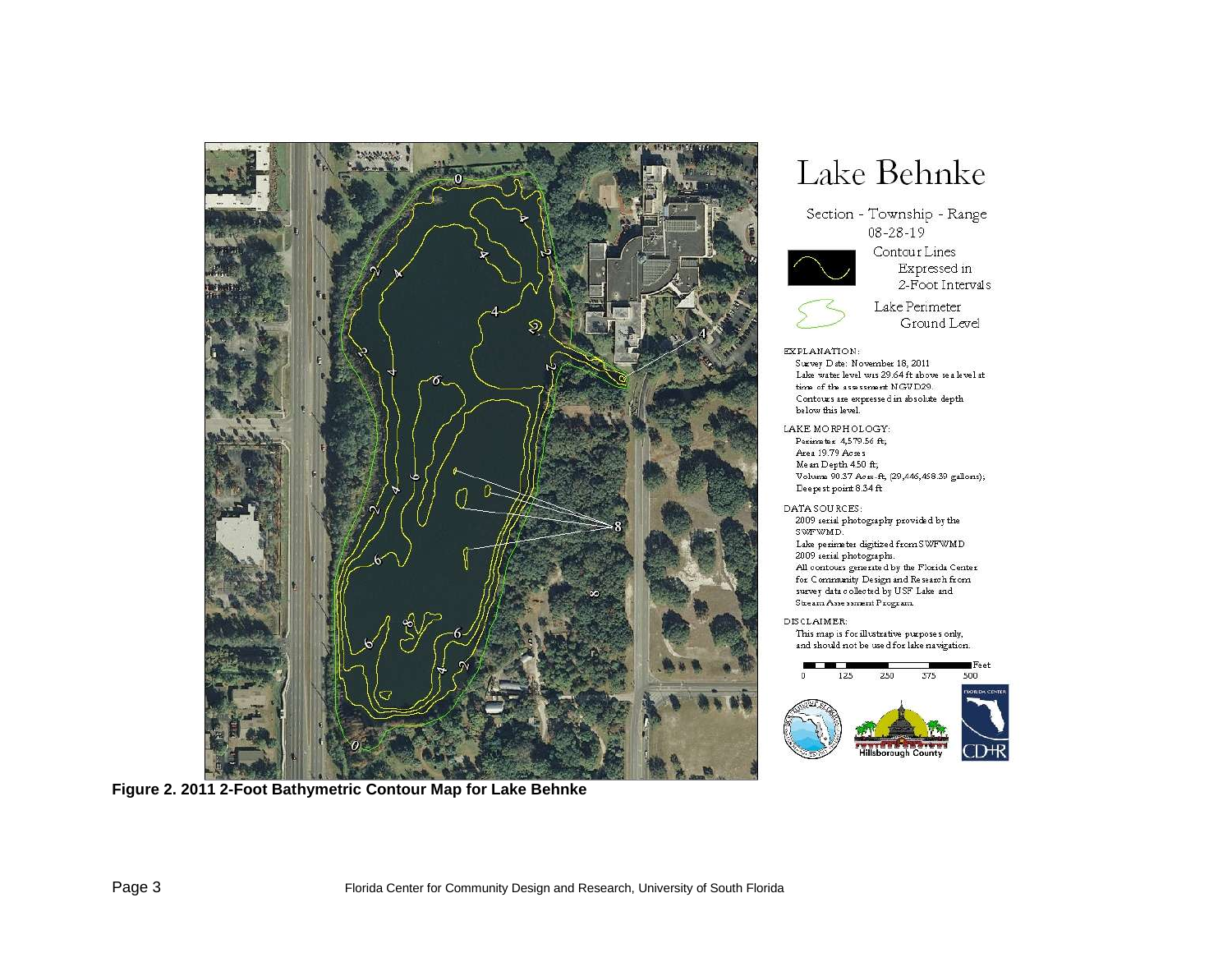# Lake Behnke

Section - Township - Range
08-28-19

Contour Lines Expressed in 2-Foot Intervals

Lake Perimeter Ground Level

EXPLANATION:
Survey Date: November 18, 2011
Lake water level was 29.64 ft above sea level at time of the assessment NGVD29.
Contours are expressed in absolute depth below this level.

LAKE MORPHOLOGY:
Perimeter: 4,579.56 ft;
Area 19.79 Acres
Mean Depth 4.50 ft;
Volume 90.37 Acre-ft, (29,446,458.39 gallons);
Deepest point 8.34 ft

DATA SOURCES:
2009 aerial photography provided by the SWFWMD.
Lake perimeter digitized from SWFWMD 2009 aerial photographs.
All contours generated by the Florida Center for Community Design and Research from survey data collected by USF Lake and Stream Assessment Program.

DISCLAIMER:
This map is for illustrative purposes only, and should not be used for lake navigation.

Feet: 0, 125, 250, 375, 500

**Figure 2. 2011 2-Foot Bathymetric Contour Map for Lake Behnke**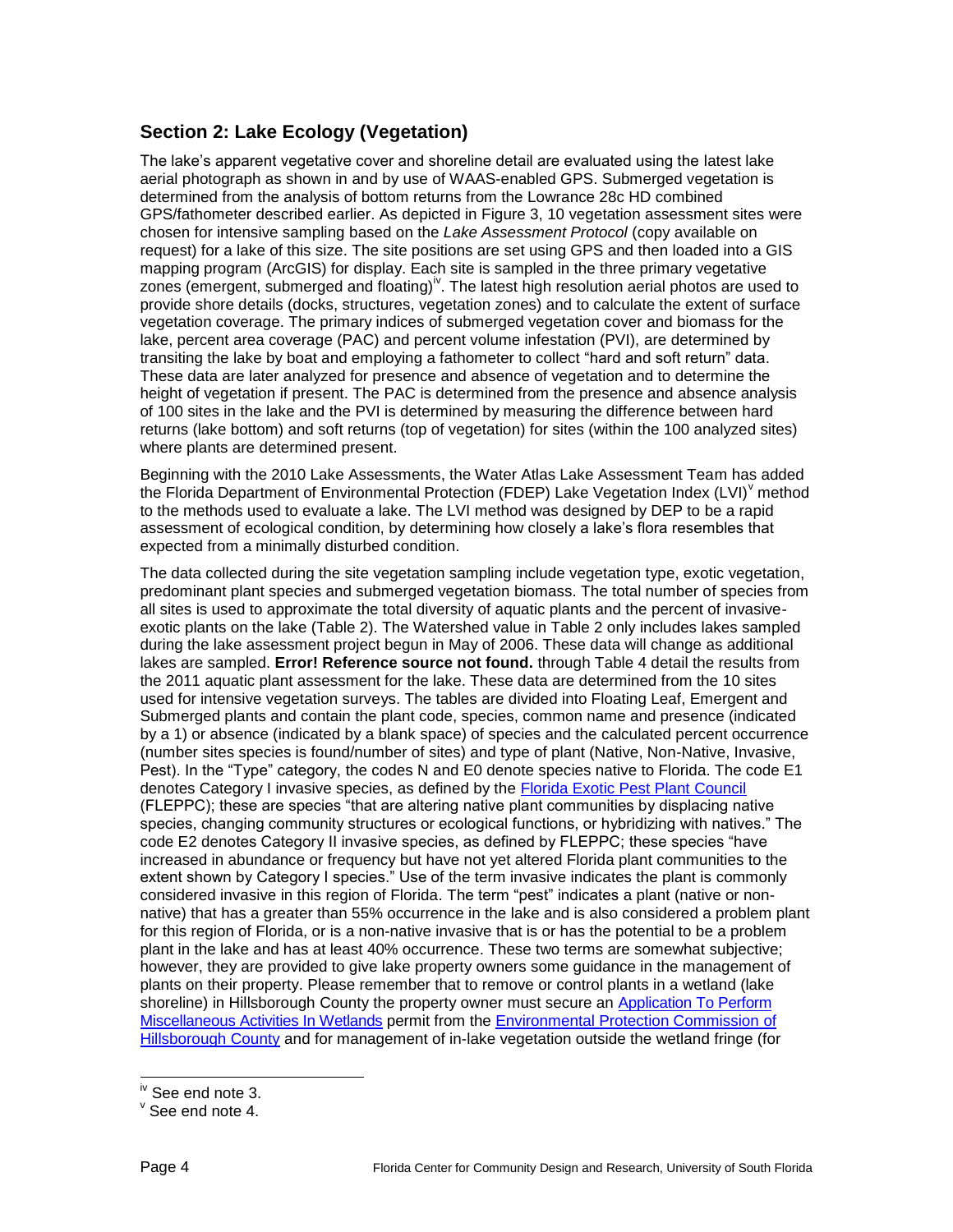## Section 2: Lake Ecology (Vegetation)

The lake's apparent vegetative cover and shoreline detail are evaluated using the latest lake aerial photograph as shown in and by use of WAAS-enabled GPS. Submerged vegetation is determined from the analysis of bottom returns from the Lowrance 28c HD combined GPS/fathometer described earlier. As depicted in Figure 3, 10 vegetation assessment sites were chosen for intensive sampling based on the *Lake Assessment Protocol* (copy available on request) for a lake of this size. The site positions are set using GPS and then loaded into a GIS mapping program (ArcGIS) for display. Each site is sampled in the three primary vegetative zones (emergent, submerged and floating)[iv]. The latest high resolution aerial photos are used to provide shore details (docks, structures, vegetation zones) and to calculate the extent of surface vegetation coverage. The primary indices of submerged vegetation cover and biomass for the lake, percent area coverage (PAC) and percent volume infestation (PVI), are determined by transiting the lake by boat and employing a fathometer to collect "hard and soft return" data. These data are later analyzed for presence and absence of vegetation and to determine the height of vegetation if present. The PAC is determined from the presence and absence analysis of 100 sites in the lake and the PVI is determined by measuring the difference between hard returns (lake bottom) and soft returns (top of vegetation) for sites (within the 100 analyzed sites) where plants are determined present.

Beginning with the 2010 Lake Assessments, the Water Atlas Lake Assessment Team has added the Florida Department of Environmental Protection (FDEP) Lake Vegetation Index (LVI)[v] method to the methods used to evaluate a lake. The LVI method was designed by DEP to be a rapid assessment of ecological condition, by determining how closely a lake's flora resembles that expected from a minimally disturbed condition.

The data collected during the site vegetation sampling include vegetation type, exotic vegetation, predominant plant species and submerged vegetation biomass. The total number of species from all sites is used to approximate the total diversity of aquatic plants and the percent of invasive-exotic plants on the lake (Table 2). The Watershed value in Table 2 only includes lakes sampled during the lake assessment project begun in May of 2006. These data will change as additional lakes are sampled. **Error! Reference source not found.** through Table 4 detail the results from the 2011 aquatic plant assessment for the lake. These data are determined from the 10 sites used for intensive vegetation surveys. The tables are divided into Floating Leaf, Emergent and Submerged plants and contain the plant code, species, common name and presence (indicated by a 1) or absence (indicated by a blank space) of species and the calculated percent occurrence (number sites species is found/number of sites) and type of plant (Native, Non-Native, Invasive, Pest). In the "Type" category, the codes N and E0 denote species native to Florida. The code E1 denotes Category I invasive species, as defined by the Florida Exotic Pest Plant Council (FLEPPC); these are species "that are altering native plant communities by displacing native species, changing community structures or ecological functions, or hybridizing with natives." The code E2 denotes Category II invasive species, as defined by FLEPPC; these species "have increased in abundance or frequency but have not yet altered Florida plant communities to the extent shown by Category I species." Use of the term invasive indicates the plant is commonly considered invasive in this region of Florida. The term "pest" indicates a plant (native or non-native) that has a greater than 55% occurrence in the lake and is also considered a problem plant for this region of Florida, or is a non-native invasive that is or has the potential to be a problem plant in the lake and has at least 40% occurrence. These two terms are somewhat subjective; however, they are provided to give lake property owners some guidance in the management of plants on their property. Please remember that to remove or control plants in a wetland (lake shoreline) in Hillsborough County the property owner must secure an Application To Perform Miscellaneous Activities In Wetlands permit from the Environmental Protection Commission of Hillsborough County and for management of in-lake vegetation outside the wetland fringe (for

[iv] See end note 3.

[v] See end note 4.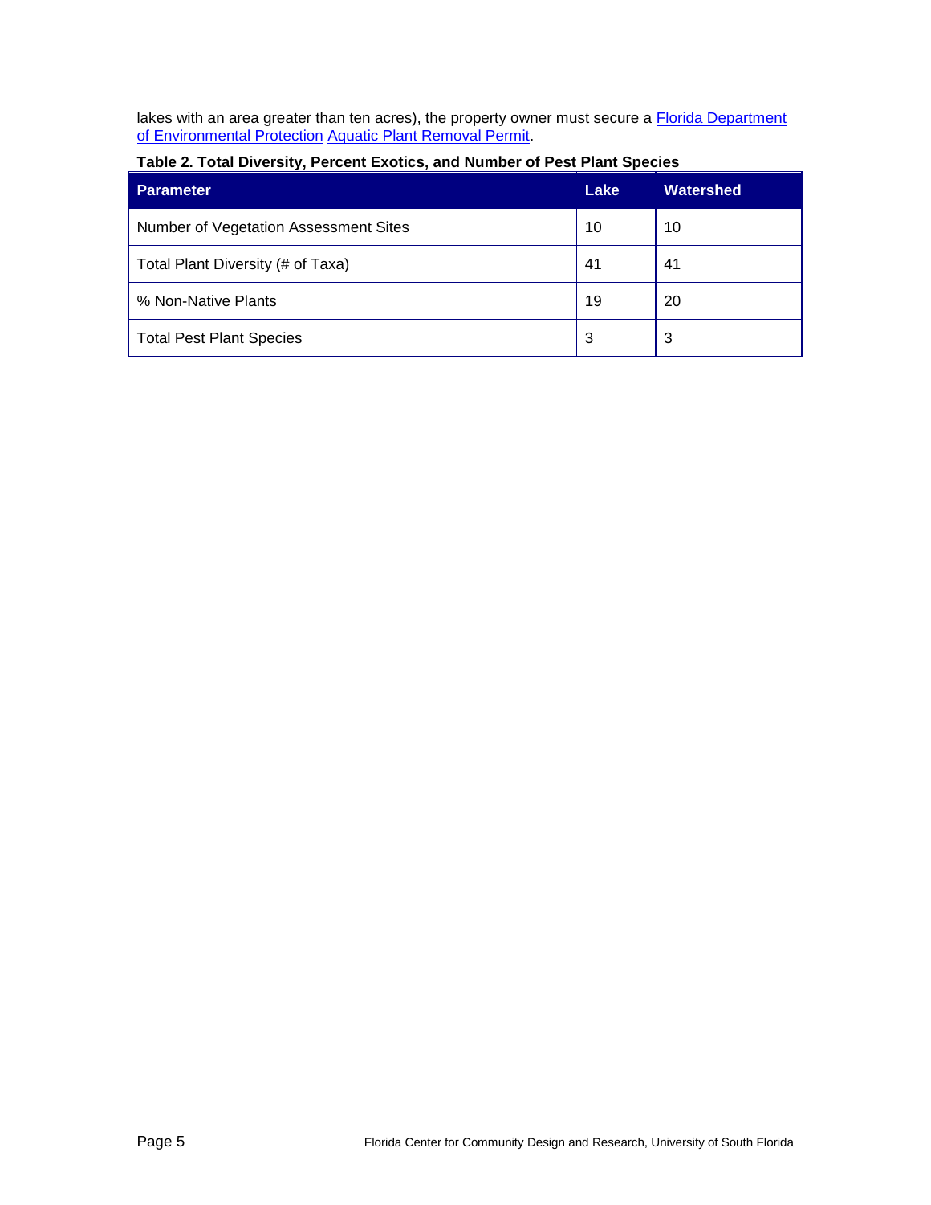lakes with an area greater than ten acres), the property owner must secure a Florida Department of Environmental Protection Aquatic Plant Removal Permit.

**Table 2. Total Diversity, Percent Exotics, and Number of Pest Plant Species**

| Parameter | Lake | Watershed |
| --- | --- | --- |
| Number of Vegetation Assessment Sites | 10 | 10 |
| Total Plant Diversity (# of Taxa) | 41 | 41 |
| % Non-Native Plants | 19 | 20 |
| Total Pest Plant Species | 3 | 3 |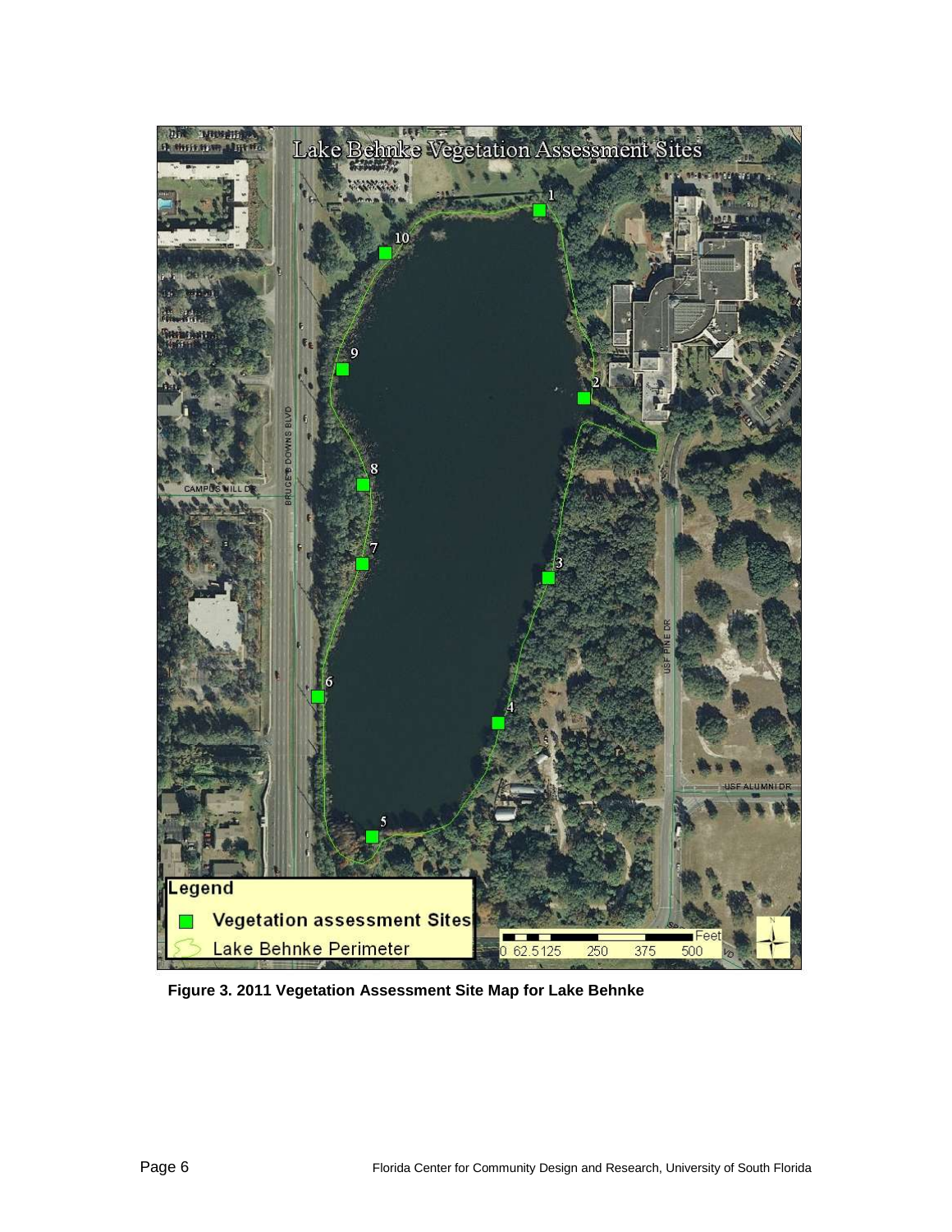**Figure 3. 2011 Vegetation Assessment Site Map for Lake Behnke**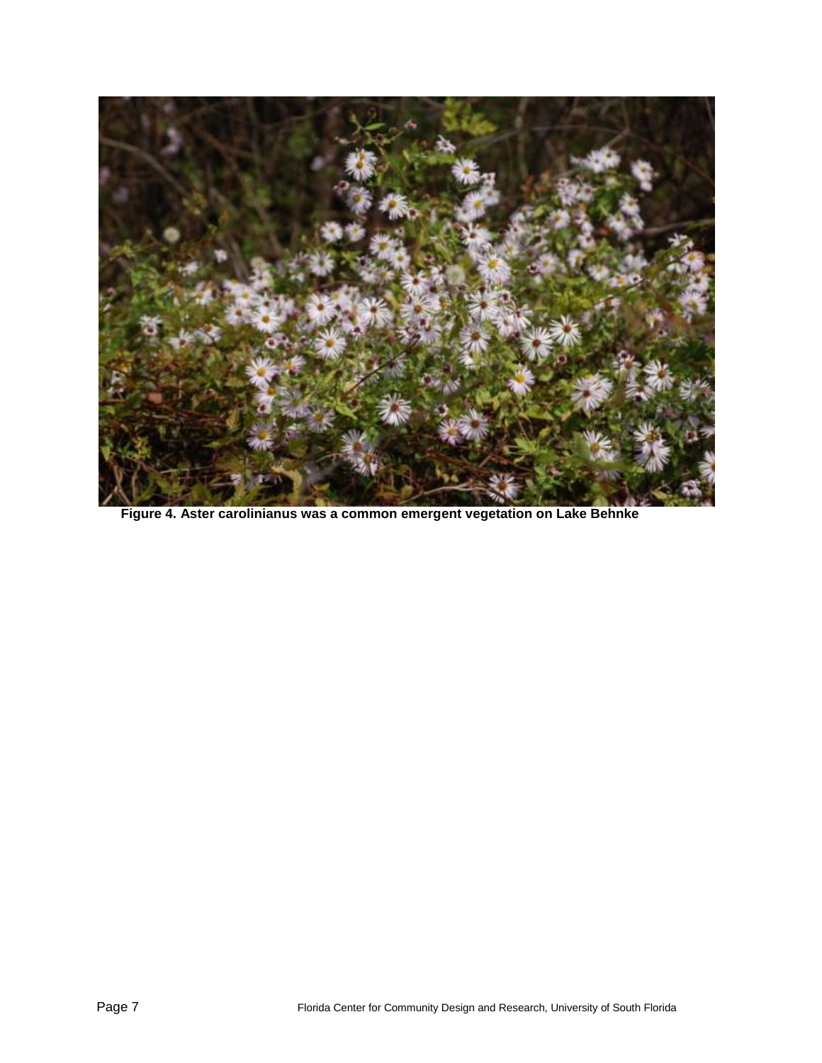**Figure 4. Aster carolinianus was a common emergent vegetation on Lake Behnke**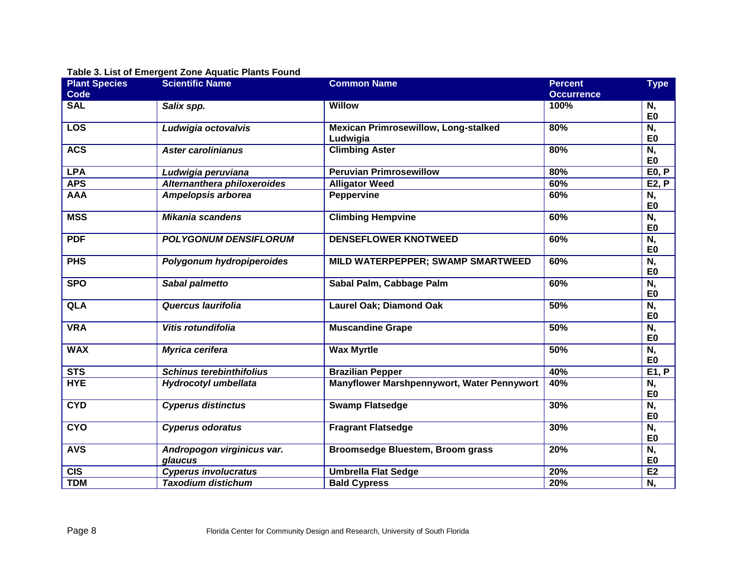**Table 3. List of Emergent Zone Aquatic Plants Found**

| Plant Species Code | Scientific Name | Common Name | Percent Occurrence | Type |
|---|---|---|---|---|
| SAL | *Salix spp.* | Willow | 100% | N, E0 |
| LOS | *Ludwigia octovalvis* | Mexican Primrosewillow, Long-stalked Ludwigia | 80% | N, E0 |
| ACS | *Aster carolinianus* | Climbing Aster | 80% | N, E0 |
| LPA | *Ludwigia peruviana* | Peruvian Primrosewillow | 80% | E0, P |
| APS | *Alternanthera philoxeroides* | Alligator Weed | 60% | E2, P |
| AAA | *Ampelopsis arborea* | Peppervine | 60% | N, E0 |
| MSS | *Mikania scandens* | Climbing Hempvine | 60% | N, E0 |
| PDF | *POLYGONUM DENSIFLORUM* | DENSEFLOWER KNOTWEED | 60% | N, E0 |
| PHS | *Polygonum hydropiperoides* | MILD WATERPEPPER; SWAMP SMARTWEED | 60% | N, E0 |
| SPO | *Sabal palmetto* | Sabal Palm, Cabbage Palm | 60% | N, E0 |
| QLA | *Quercus laurifolia* | Laurel Oak; Diamond Oak | 50% | N, E0 |
| VRA | *Vitis rotundifolia* | Muscandine Grape | 50% | N, E0 |
| WAX | *Myrica cerifera* | Wax Myrtle | 50% | N, E0 |
| STS | *Schinus terebinthifolius* | Brazilian Pepper | 40% | E1, P |
| HYE | *Hydrocotyl umbellata* | Manyflower Marshpennywort, Water Pennywort | 40% | N, E0 |
| CYD | *Cyperus distinctus* | Swamp Flatsedge | 30% | N, E0 |
| CYO | *Cyperus odoratus* | Fragrant Flatsedge | 30% | N, E0 |
| AVS | *Andropogon virginicus var. glaucus* | Broomsedge Bluestem, Broom grass | 20% | N, E0 |
| CIS | *Cyperus involucratus* | Umbrella Flat Sedge | 20% | E2 |
| TDM | *Taxodium distichum* | Bald Cypress | 20% | N, |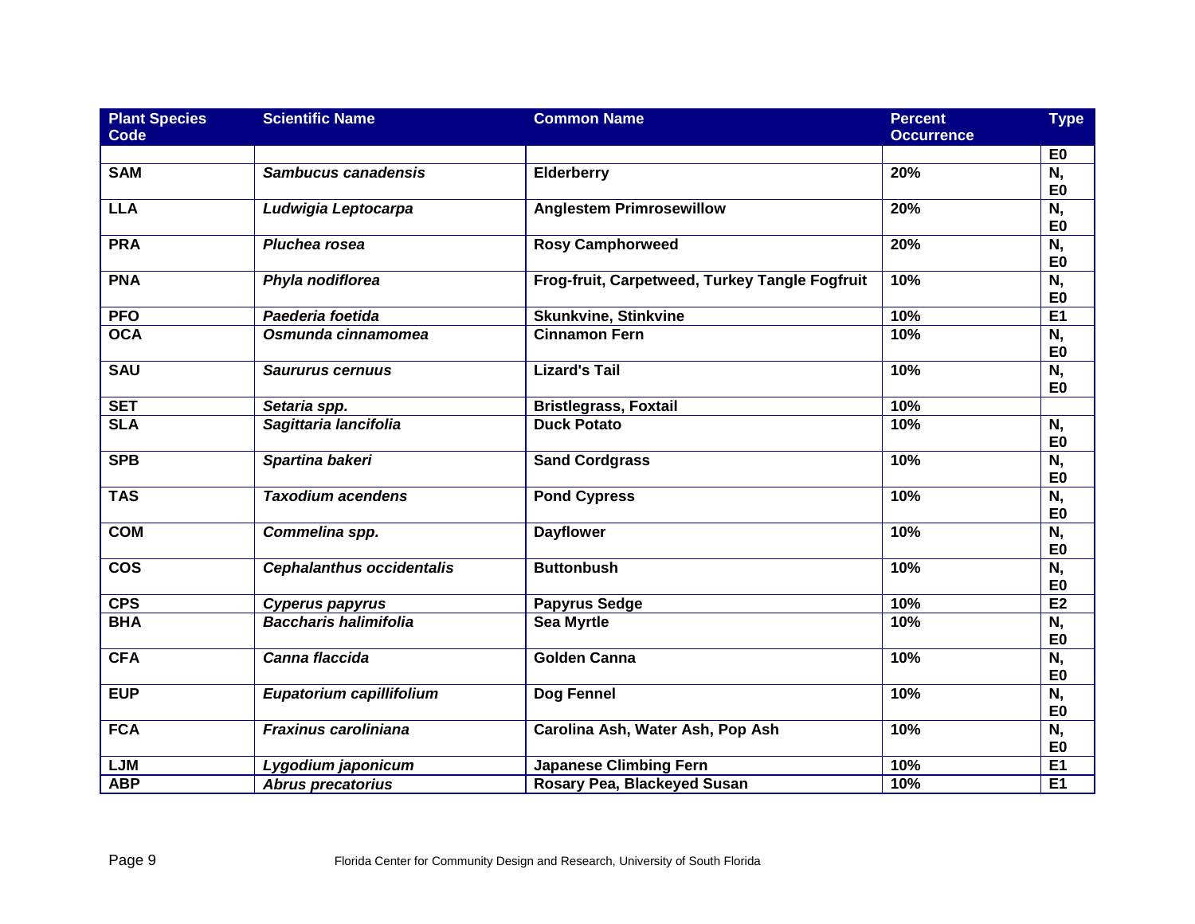| Plant Species Code | Scientific Name | Common Name | Percent Occurrence | Type |
|---|---|---|---|---|
| | | | | **E0** |
| **SAM** | ***Sambucus canadensis*** | **Elderberry** | **20%** | **N, E0** |
| **LLA** | ***Ludwigia Leptocarpa*** | **Anglestem Primrosewillow** | **20%** | **N, E0** |
| **PRA** | ***Pluchea rosea*** | **Rosy Camphorweed** | **20%** | **N, E0** |
| **PNA** | ***Phyla nodiflorea*** | **Frog-fruit, Carpetweed, Turkey Tangle Fogfruit** | **10%** | **N, E0** |
| **PFO** | ***Paederia foetida*** | **Skunkvine, Stinkvine** | **10%** | **E1** |
| **OCA** | ***Osmunda cinnamomea*** | **Cinnamon Fern** | **10%** | **N, E0** |
| **SAU** | ***Saururus cernuus*** | **Lizard's Tail** | **10%** | **N, E0** |
| **SET** | ***Setaria spp.*** | **Bristlegrass, Foxtail** | **10%** | |
| **SLA** | ***Sagittaria lancifolia*** | **Duck Potato** | **10%** | **N, E0** |
| **SPB** | ***Spartina bakeri*** | **Sand Cordgrass** | **10%** | **N, E0** |
| **TAS** | ***Taxodium acendens*** | **Pond Cypress** | **10%** | **N, E0** |
| **COM** | ***Commelina spp.*** | **Dayflower** | **10%** | **N, E0** |
| **COS** | ***Cephalanthus occidentalis*** | **Buttonbush** | **10%** | **N, E0** |
| **CPS** | ***Cyperus papyrus*** | **Papyrus Sedge** | **10%** | **E2** |
| **BHA** | ***Baccharis halimifolia*** | **Sea Myrtle** | **10%** | **N, E0** |
| **CFA** | ***Canna flaccida*** | **Golden Canna** | **10%** | **N, E0** |
| **EUP** | ***Eupatorium capillifolium*** | **Dog Fennel** | **10%** | **N, E0** |
| **FCA** | ***Fraxinus caroliniana*** | **Carolina Ash, Water Ash, Pop Ash** | **10%** | **N, E0** |
| **LJM** | ***Lygodium japonicum*** | **Japanese Climbing Fern** | **10%** | **E1** |
| **ABP** | ***Abrus precatorius*** | **Rosary Pea, Blackeyed Susan** | **10%** | **E1** |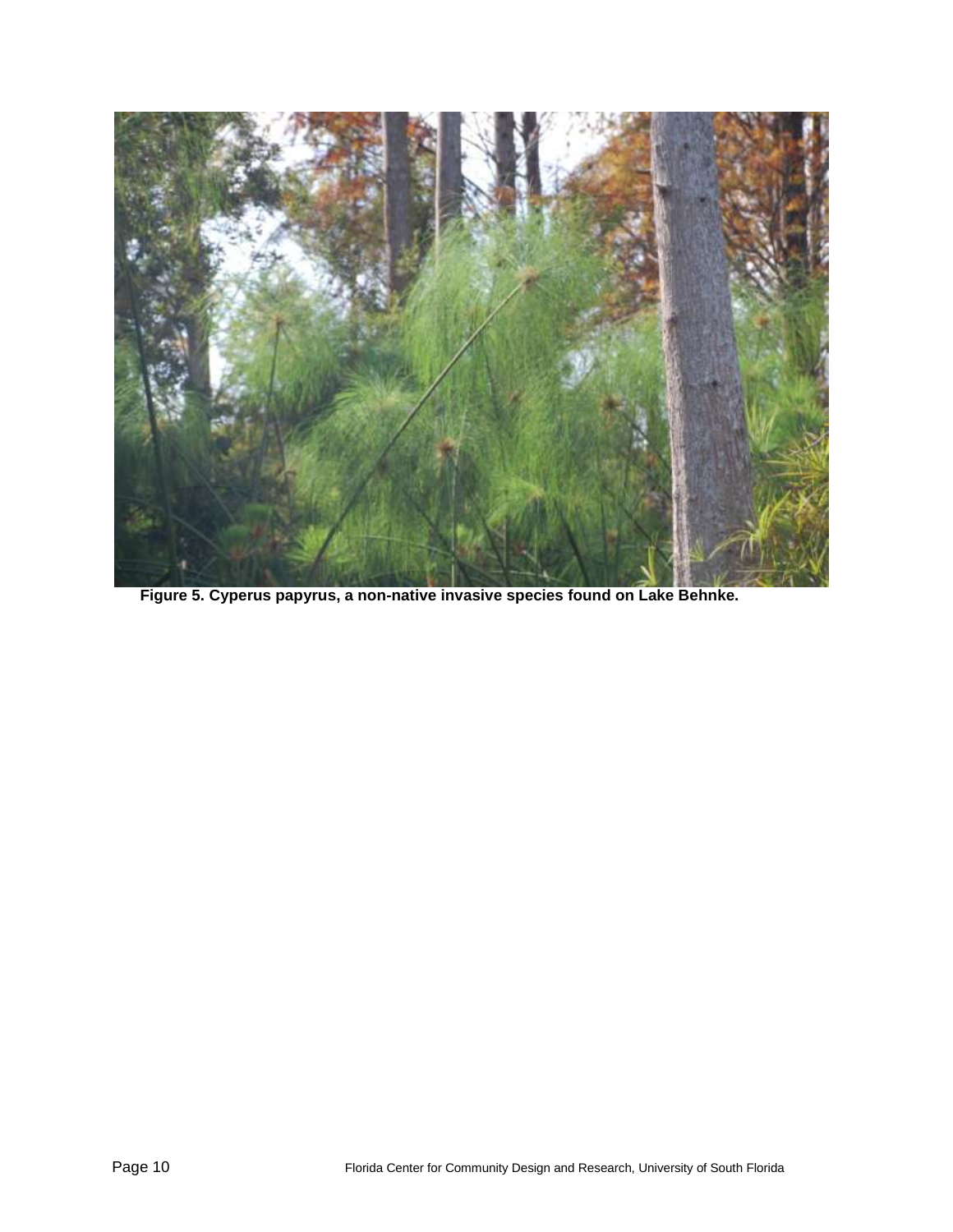**Figure 5. Cyperus papyrus, a non-native invasive species found on Lake Behnke.**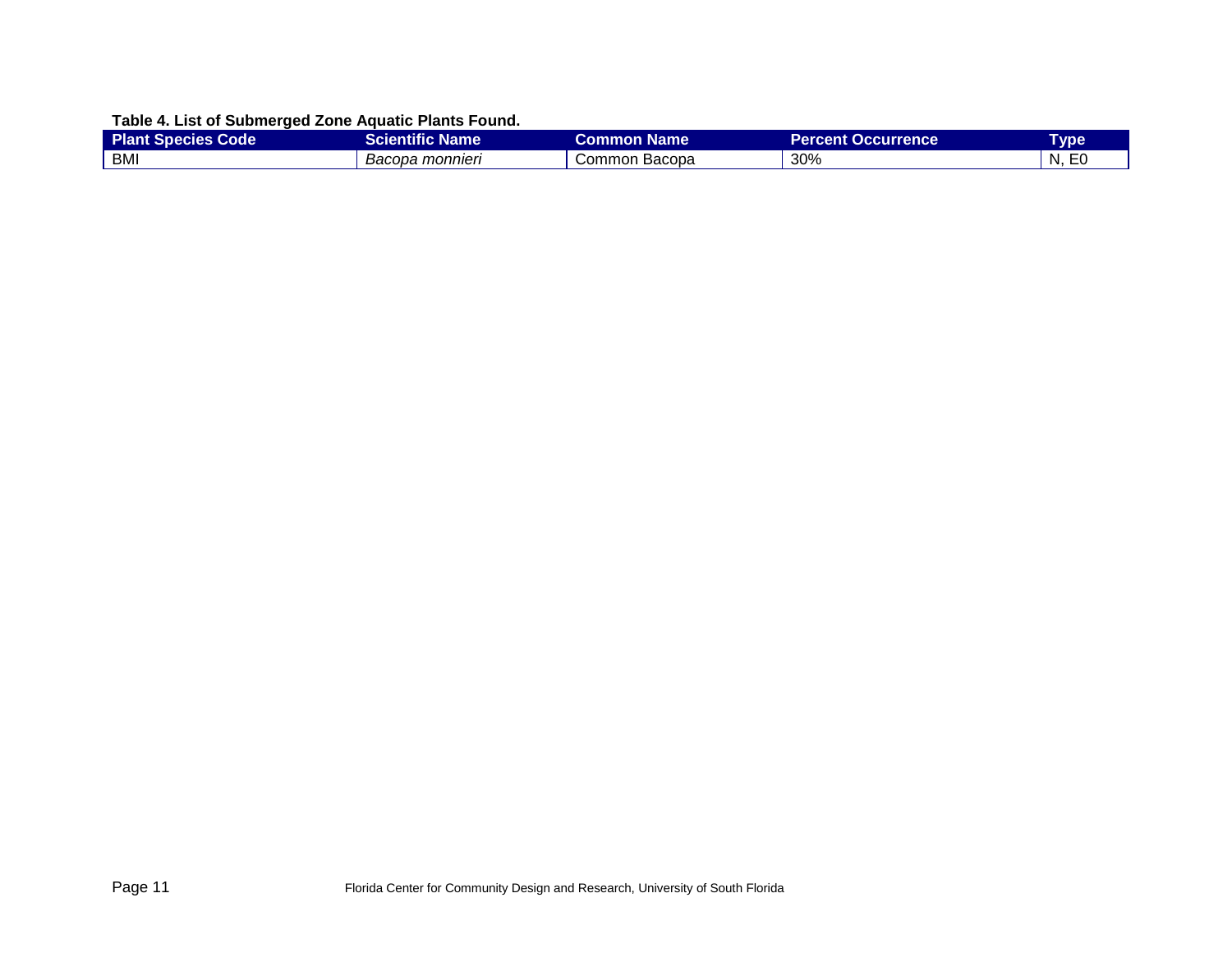**Table 4. List of Submerged Zone Aquatic Plants Found.**

| Plant Species Code | Scientific Name | Common Name | Percent Occurrence | Type |
|---|---|---|---|---|
| BMI | *Bacopa monnieri* | Common Bacopa | 30% | N, E0 |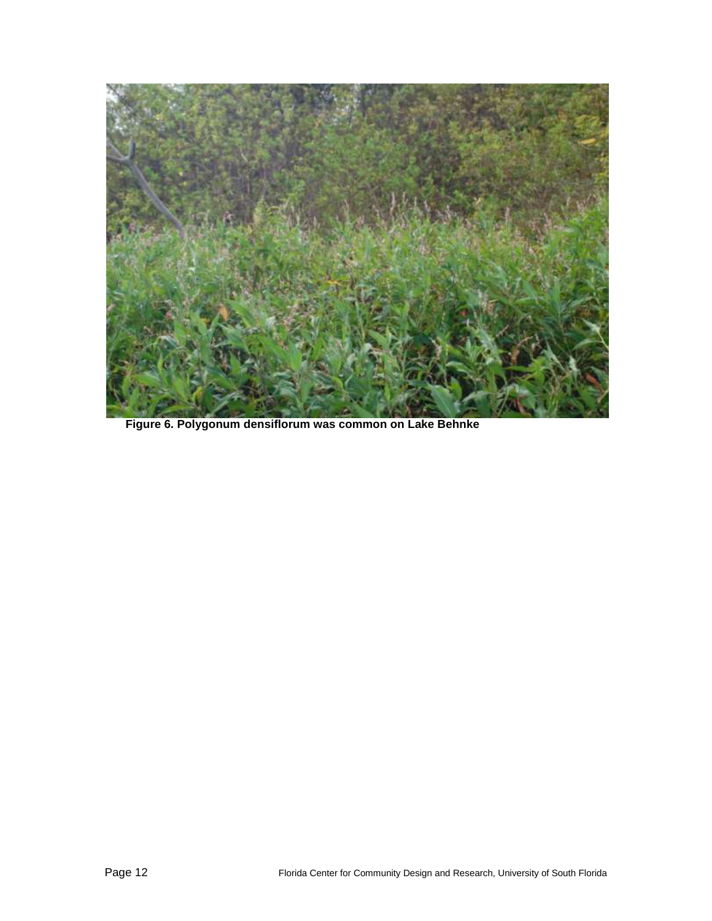**Figure 6. Polygonum densiflorum was common on Lake Behnke**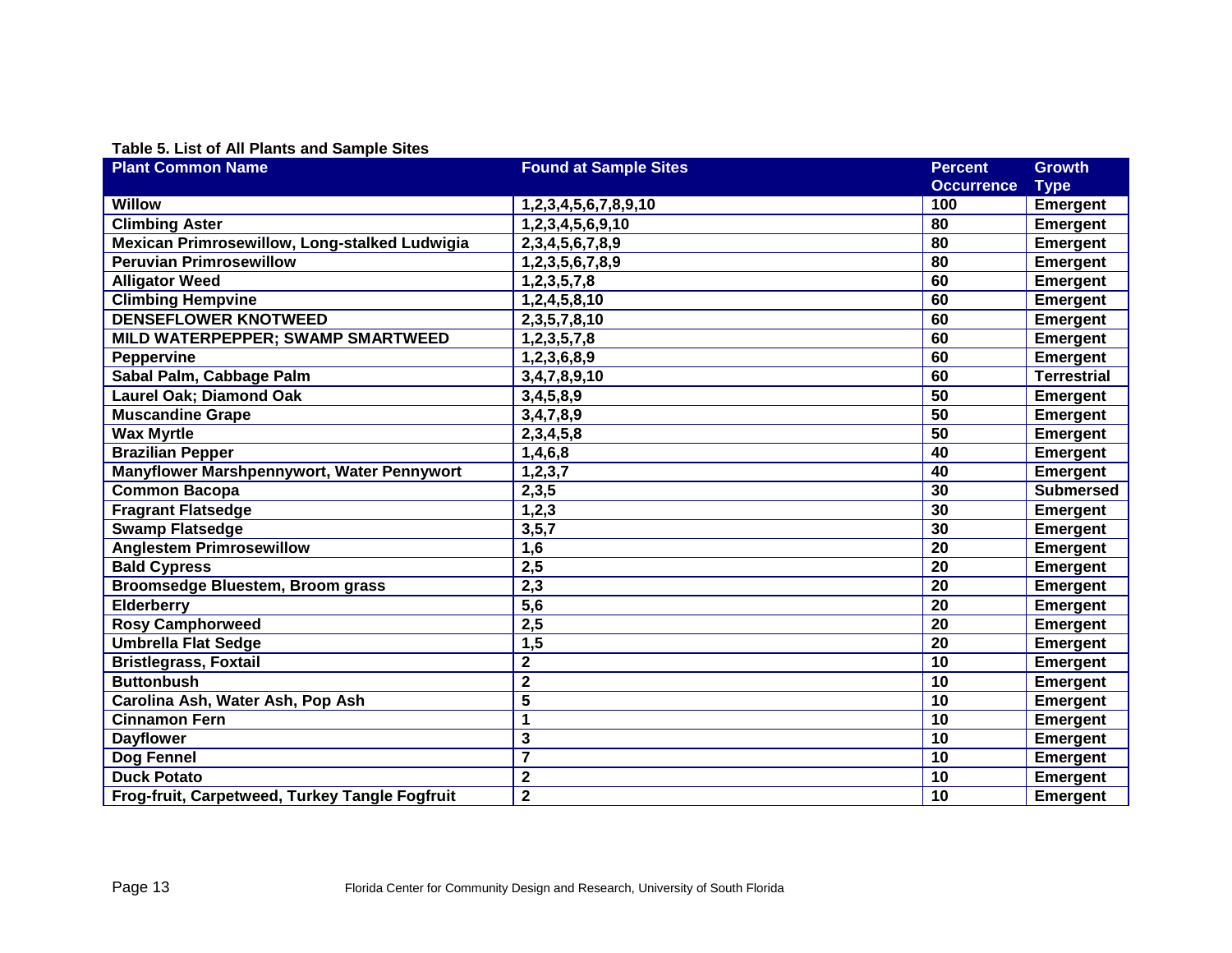**Table 5. List of All Plants and Sample Sites**

| Plant Common Name | Found at Sample Sites | Percent Occurrence | Growth Type |
|---|---|---|---|
| Willow | 1,2,3,4,5,6,7,8,9,10 | 100 | Emergent |
| Climbing Aster | 1,2,3,4,5,6,9,10 | 80 | Emergent |
| Mexican Primrosewillow, Long-stalked Ludwigia | 2,3,4,5,6,7,8,9 | 80 | Emergent |
| Peruvian Primrosewillow | 1,2,3,5,6,7,8,9 | 80 | Emergent |
| Alligator Weed | 1,2,3,5,7,8 | 60 | Emergent |
| Climbing Hempvine | 1,2,4,5,8,10 | 60 | Emergent |
| DENSEFLOWER KNOTWEED | 2,3,5,7,8,10 | 60 | Emergent |
| MILD WATERPEPPER; SWAMP SMARTWEED | 1,2,3,5,7,8 | 60 | Emergent |
| Peppervine | 1,2,3,6,8,9 | 60 | Emergent |
| Sabal Palm, Cabbage Palm | 3,4,7,8,9,10 | 60 | Terrestrial |
| Laurel Oak; Diamond Oak | 3,4,5,8,9 | 50 | Emergent |
| Muscandine Grape | 3,4,7,8,9 | 50 | Emergent |
| Wax Myrtle | 2,3,4,5,8 | 50 | Emergent |
| Brazilian Pepper | 1,4,6,8 | 40 | Emergent |
| Manyflower Marshpennywort, Water Pennywort | 1,2,3,7 | 40 | Emergent |
| Common Bacopa | 2,3,5 | 30 | Submersed |
| Fragrant Flatsedge | 1,2,3 | 30 | Emergent |
| Swamp Flatsedge | 3,5,7 | 30 | Emergent |
| Anglestem Primrosewillow | 1,6 | 20 | Emergent |
| Bald Cypress | 2,5 | 20 | Emergent |
| Broomsedge Bluestem, Broom grass | 2,3 | 20 | Emergent |
| Elderberry | 5,6 | 20 | Emergent |
| Rosy Camphorweed | 2,5 | 20 | Emergent |
| Umbrella Flat Sedge | 1,5 | 20 | Emergent |
| Bristlegrass, Foxtail | 2 | 10 | Emergent |
| Buttonbush | 2 | 10 | Emergent |
| Carolina Ash, Water Ash, Pop Ash | 5 | 10 | Emergent |
| Cinnamon Fern | 1 | 10 | Emergent |
| Dayflower | 3 | 10 | Emergent |
| Dog Fennel | 7 | 10 | Emergent |
| Duck Potato | 2 | 10 | Emergent |
| Frog-fruit, Carpetweed, Turkey Tangle Fogfruit | 2 | 10 | Emergent |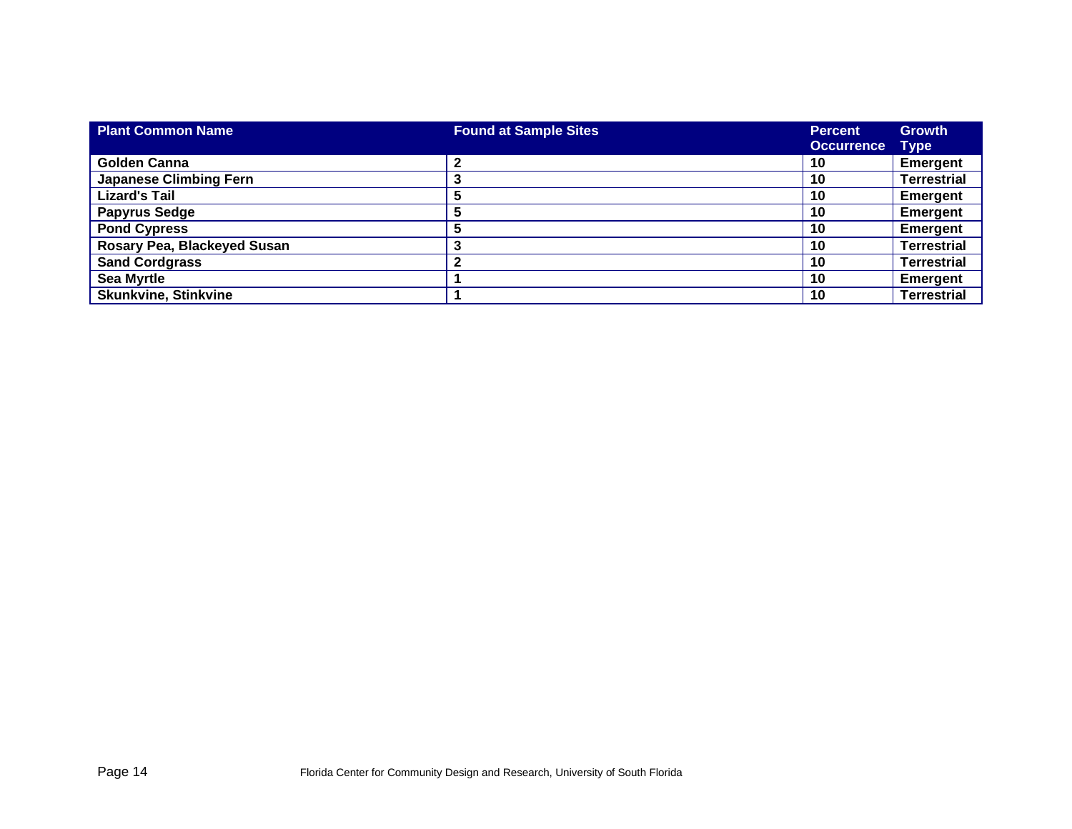| Plant Common Name | Found at Sample Sites | Percent Occurrence | Growth Type |
| --- | --- | --- | --- |
| **Golden Canna** | **2** | **10** | **Emergent** |
| **Japanese Climbing Fern** | **3** | **10** | **Terrestrial** |
| **Lizard's Tail** | **5** | **10** | **Emergent** |
| **Papyrus Sedge** | **5** | **10** | **Emergent** |
| **Pond Cypress** | **5** | **10** | **Emergent** |
| **Rosary Pea, Blackeyed Susan** | **3** | **10** | **Terrestrial** |
| **Sand Cordgrass** | **2** | **10** | **Terrestrial** |
| **Sea Myrtle** | **1** | **10** | **Emergent** |
| **Skunkvine, Stinkvine** | **1** | **10** | **Terrestrial** |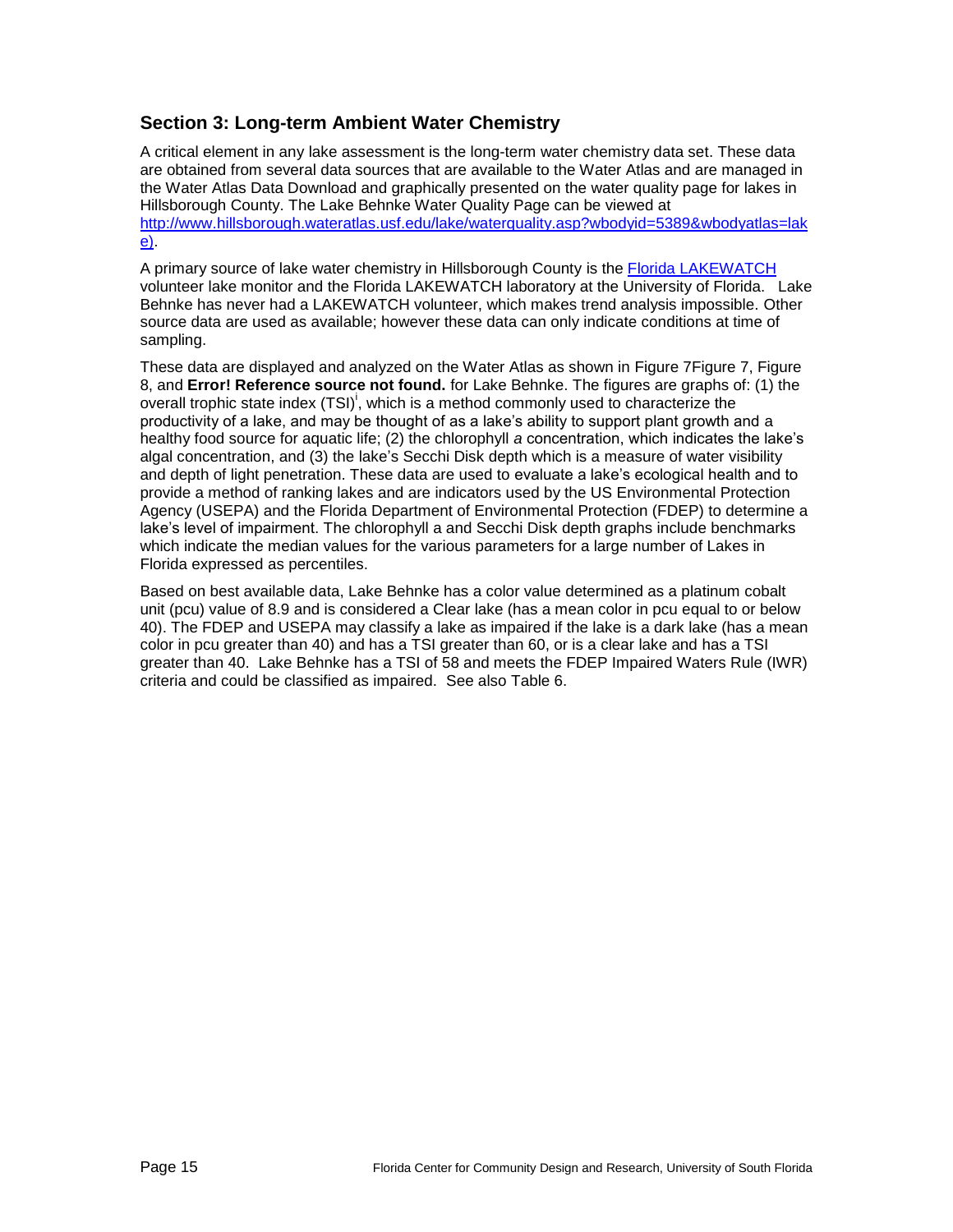## Section 3: Long-term Ambient Water Chemistry

A critical element in any lake assessment is the long-term water chemistry data set. These data are obtained from several data sources that are available to the Water Atlas and are managed in the Water Atlas Data Download and graphically presented on the water quality page for lakes in Hillsborough County. The Lake Behnke Water Quality Page can be viewed at [http://www.hillsborough.wateratlas.usf.edu/lake/waterquality.asp?wbodyid=5389&wbodyatlas=lake)](http://www.hillsborough.wateratlas.usf.edu/lake/waterquality.asp?wbodyid=5389&wbodyatlas=lake).

A primary source of lake water chemistry in Hillsborough County is the [Florida LAKEWATCH](#) volunteer lake monitor and the Florida LAKEWATCH laboratory at the University of Florida. Lake Behnke has never had a LAKEWATCH volunteer, which makes trend analysis impossible. Other source data are used as available; however these data can only indicate conditions at time of sampling.

These data are displayed and analyzed on the Water Atlas as shown in Figure 7Figure 7, Figure 8, and **Error! Reference source not found.** for Lake Behnke. The figures are graphs of: (1) the overall trophic state index (TSI)[i], which is a method commonly used to characterize the productivity of a lake, and may be thought of as a lake's ability to support plant growth and a healthy food source for aquatic life; (2) the chlorophyll *a* concentration, which indicates the lake's algal concentration, and (3) the lake's Secchi Disk depth which is a measure of water visibility and depth of light penetration. These data are used to evaluate a lake's ecological health and to provide a method of ranking lakes and are indicators used by the US Environmental Protection Agency (USEPA) and the Florida Department of Environmental Protection (FDEP) to determine a lake's level of impairment. The chlorophyll a and Secchi Disk depth graphs include benchmarks which indicate the median values for the various parameters for a large number of Lakes in Florida expressed as percentiles.

Based on best available data, Lake Behnke has a color value determined as a platinum cobalt unit (pcu) value of 8.9 and is considered a Clear lake (has a mean color in pcu equal to or below 40). The FDEP and USEPA may classify a lake as impaired if the lake is a dark lake (has a mean color in pcu greater than 40) and has a TSI greater than 60, or is a clear lake and has a TSI greater than 40. Lake Behnke has a TSI of 58 and meets the FDEP Impaired Waters Rule (IWR) criteria and could be classified as impaired. See also Table 6.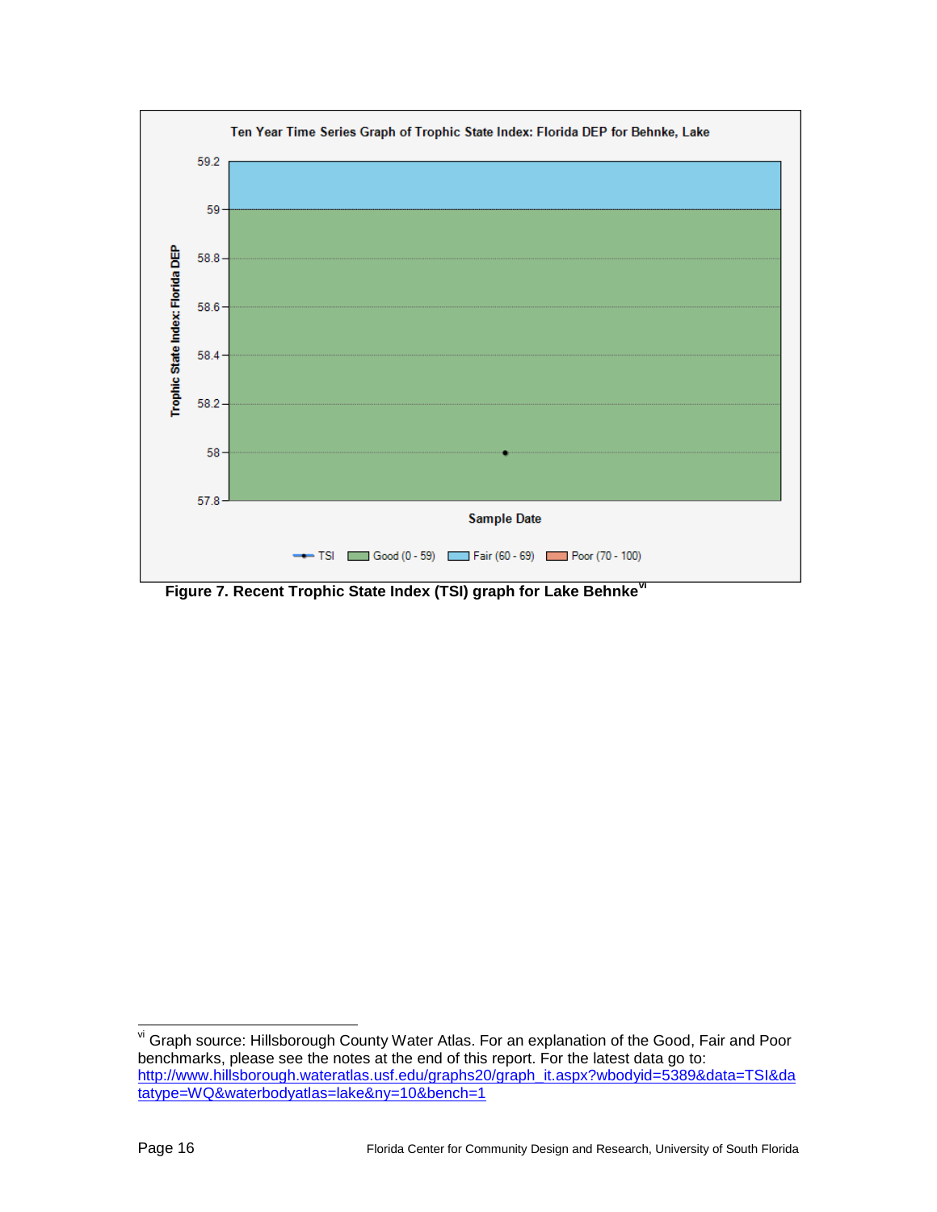Ten Year Time Series Graph of Trophic State Index: Florida DEP for Behnke, Lake

Trophic State Index: Florida DEP

59.2
59
58.8
58.6
58.4
58.2
58
57.8

Sample Date

TSI | Good (0 - 59) | Fair (60 - 69) | Poor (70 - 100)

**Figure 7. Recent Trophic State Index (TSI) graph for Lake Behnke**[vi]

---

[vi] Graph source: Hillsborough County Water Atlas. For an explanation of the Good, Fair and Poor benchmarks, please see the notes at the end of this report. For the latest data go to: http://www.hillsborough.wateratlas.usf.edu/graphs20/graph_it.aspx?wbodyid=5389&data=TSI&datatype=WQ&waterbodyatlas=lake&ny=10&bench=1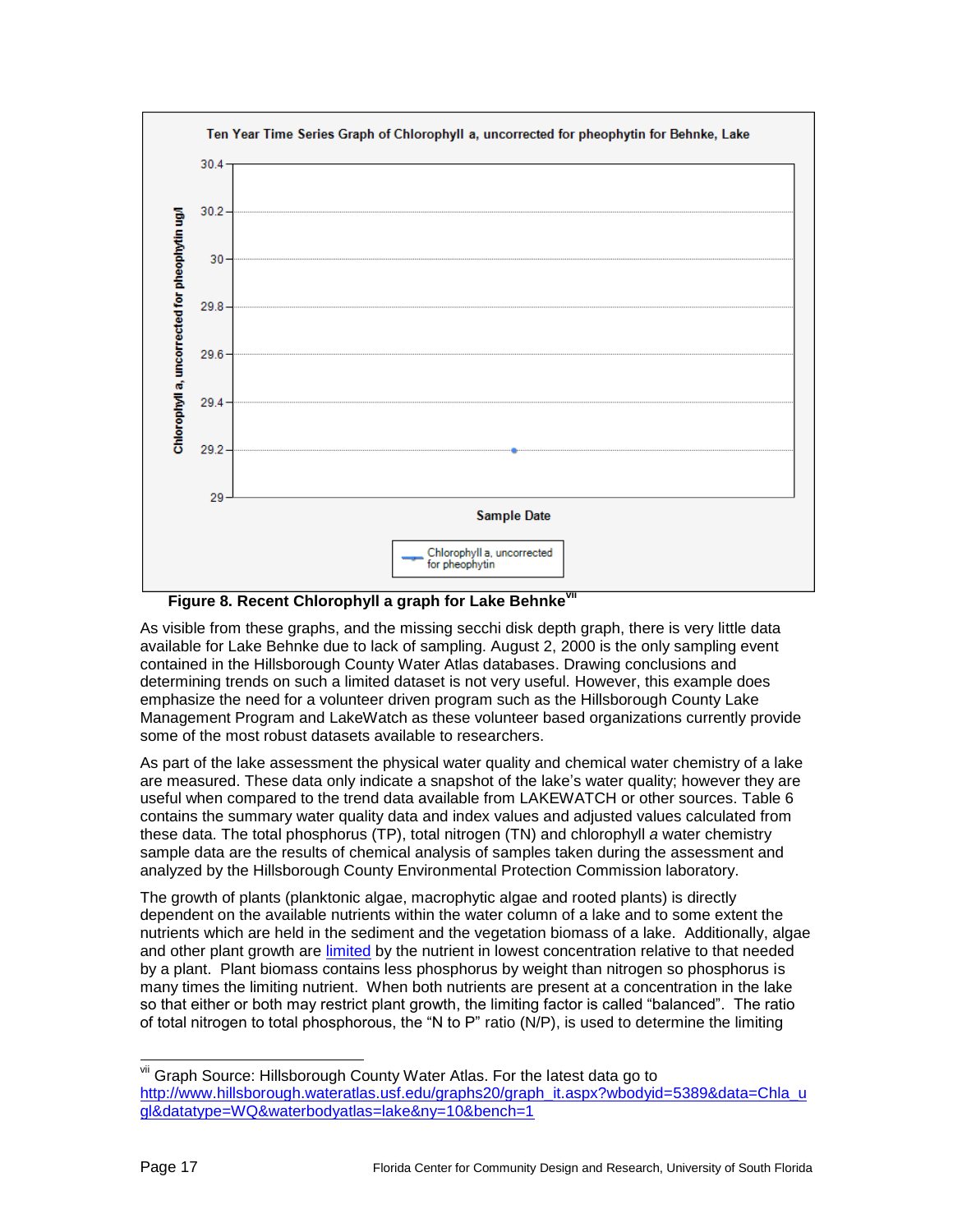Ten Year Time Series Graph of Chlorophyll a, uncorrected for pheophytin for Behnke, Lake

Figure 8. Recent Chlorophyll a graph for Lake Behnke[vii]

As visible from these graphs, and the missing secchi disk depth graph, there is very little data available for Lake Behnke due to lack of sampling. August 2, 2000 is the only sampling event contained in the Hillsborough County Water Atlas databases. Drawing conclusions and determining trends on such a limited dataset is not very useful. However, this example does emphasize the need for a volunteer driven program such as the Hillsborough County Lake Management Program and LakeWatch as these volunteer based organizations currently provide some of the most robust datasets available to researchers.

As part of the lake assessment the physical water quality and chemical water chemistry of a lake are measured. These data only indicate a snapshot of the lake's water quality; however they are useful when compared to the trend data available from LAKEWATCH or other sources. Table 6 contains the summary water quality data and index values and adjusted values calculated from these data. The total phosphorus (TP), total nitrogen (TN) and chlorophyll *a* water chemistry sample data are the results of chemical analysis of samples taken during the assessment and analyzed by the Hillsborough County Environmental Protection Commission laboratory.

The growth of plants (planktonic algae, macrophytic algae and rooted plants) is directly dependent on the available nutrients within the water column of a lake and to some extent the nutrients which are held in the sediment and the vegetation biomass of a lake. Additionally, algae and other plant growth are limited by the nutrient in lowest concentration relative to that needed by a plant. Plant biomass contains less phosphorus by weight than nitrogen so phosphorus is many times the limiting nutrient. When both nutrients are present at a concentration in the lake so that either or both may restrict plant growth, the limiting factor is called "balanced". The ratio of total nitrogen to total phosphorous, the "N to P" ratio (N/P), is used to determine the limiting

---

[vii] Graph Source: Hillsborough County Water Atlas. For the latest data go to http://www.hillsborough.wateratlas.usf.edu/graphs20/graph_it.aspx?wbodyid=5389&data=Chla_ugl&datatype=WQ&waterbodyatlas=lake&ny=10&bench=1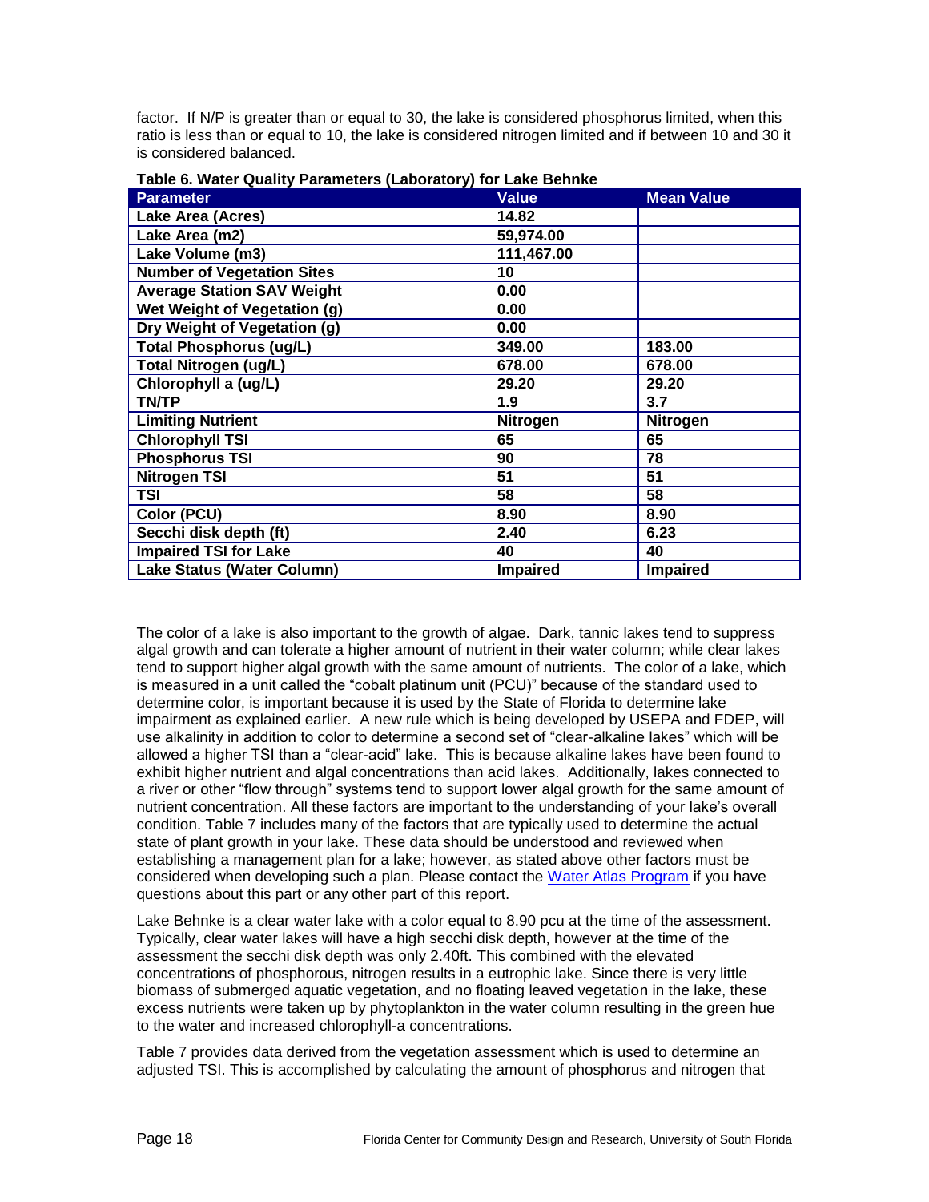factor. If N/P is greater than or equal to 30, the lake is considered phosphorus limited, when this ratio is less than or equal to 10, the lake is considered nitrogen limited and if between 10 and 30 it is considered balanced.

**Table 6. Water Quality Parameters (Laboratory) for Lake Behnke**

| Parameter | Value | Mean Value |
|---|---|---|
| Lake Area (Acres) | 14.82 | |
| Lake Area (m2) | 59,974.00 | |
| Lake Volume (m3) | 111,467.00 | |
| Number of Vegetation Sites | 10 | |
| Average Station SAV Weight | 0.00 | |
| Wet Weight of Vegetation (g) | 0.00 | |
| Dry Weight of Vegetation (g) | 0.00 | |
| Total Phosphorus (ug/L) | 349.00 | 183.00 |
| Total Nitrogen (ug/L) | 678.00 | 678.00 |
| Chlorophyll a (ug/L) | 29.20 | 29.20 |
| TN/TP | 1.9 | 3.7 |
| Limiting Nutrient | Nitrogen | Nitrogen |
| Chlorophyll TSI | 65 | 65 |
| Phosphorus TSI | 90 | 78 |
| Nitrogen TSI | 51 | 51 |
| TSI | 58 | 58 |
| Color (PCU) | 8.90 | 8.90 |
| Secchi disk depth (ft) | 2.40 | 6.23 |
| Impaired TSI for Lake | 40 | 40 |
| Lake Status (Water Column) | Impaired | Impaired |

The color of a lake is also important to the growth of algae. Dark, tannic lakes tend to suppress algal growth and can tolerate a higher amount of nutrient in their water column; while clear lakes tend to support higher algal growth with the same amount of nutrients. The color of a lake, which is measured in a unit called the "cobalt platinum unit (PCU)" because of the standard used to determine color, is important because it is used by the State of Florida to determine lake impairment as explained earlier. A new rule which is being developed by USEPA and FDEP, will use alkalinity in addition to color to determine a second set of "clear-alkaline lakes" which will be allowed a higher TSI than a "clear-acid" lake. This is because alkaline lakes have been found to exhibit higher nutrient and algal concentrations than acid lakes. Additionally, lakes connected to a river or other "flow through" systems tend to support lower algal growth for the same amount of nutrient concentration. All these factors are important to the understanding of your lake's overall condition. Table 7 includes many of the factors that are typically used to determine the actual state of plant growth in your lake. These data should be understood and reviewed when establishing a management plan for a lake; however, as stated above other factors must be considered when developing such a plan. Please contact the Water Atlas Program if you have questions about this part or any other part of this report.

Lake Behnke is a clear water lake with a color equal to 8.90 pcu at the time of the assessment. Typically, clear water lakes will have a high secchi disk depth, however at the time of the assessment the secchi disk depth was only 2.40ft. This combined with the elevated concentrations of phosphorous, nitrogen results in a eutrophic lake. Since there is very little biomass of submerged aquatic vegetation, and no floating leaved vegetation in the lake, these excess nutrients were taken up by phytoplankton in the water column resulting in the green hue to the water and increased chlorophyll-a concentrations.

Table 7 provides data derived from the vegetation assessment which is used to determine an adjusted TSI. This is accomplished by calculating the amount of phosphorus and nitrogen that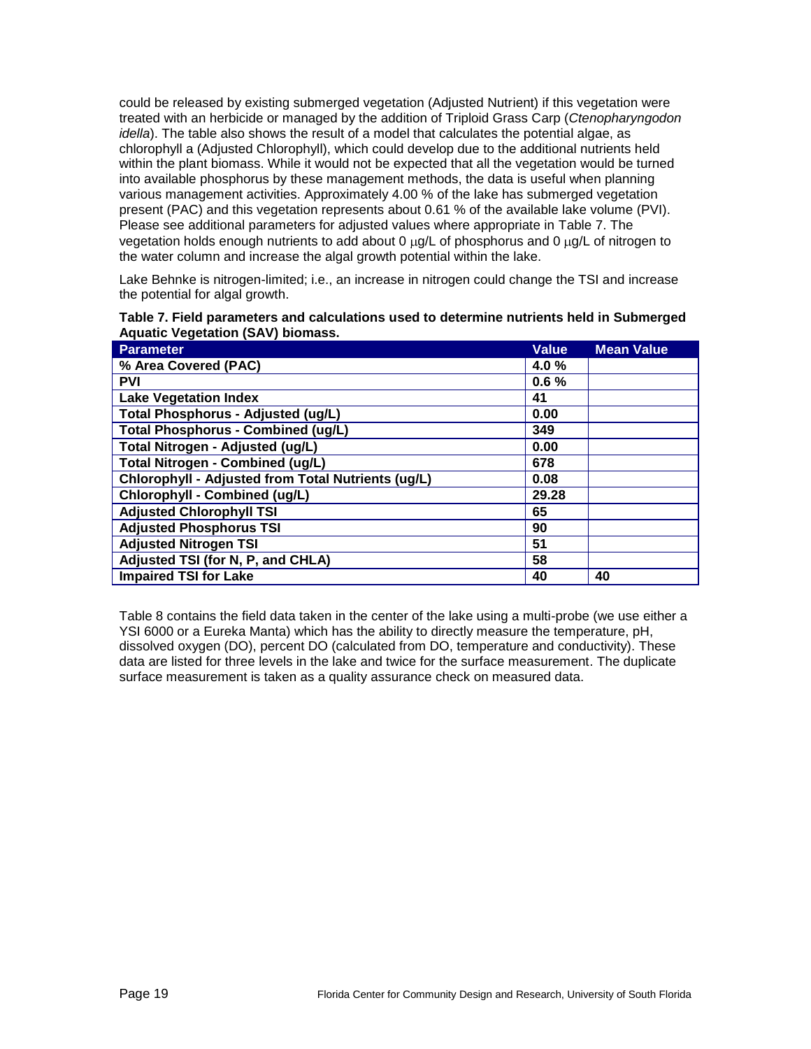could be released by existing submerged vegetation (Adjusted Nutrient) if this vegetation were treated with an herbicide or managed by the addition of Triploid Grass Carp (*Ctenopharyngodon idella*). The table also shows the result of a model that calculates the potential algae, as chlorophyll a (Adjusted Chlorophyll), which could develop due to the additional nutrients held within the plant biomass. While it would not be expected that all the vegetation would be turned into available phosphorus by these management methods, the data is useful when planning various management activities. Approximately 4.00 % of the lake has submerged vegetation present (PAC) and this vegetation represents about 0.61 % of the available lake volume (PVI). Please see additional parameters for adjusted values where appropriate in Table 7. The vegetation holds enough nutrients to add about 0 μg/L of phosphorus and 0 μg/L of nitrogen to the water column and increase the algal growth potential within the lake.

Lake Behnke is nitrogen-limited; i.e., an increase in nitrogen could change the TSI and increase the potential for algal growth.

**Table 7. Field parameters and calculations used to determine nutrients held in Submerged Aquatic Vegetation (SAV) biomass.**

| Parameter | Value | Mean Value |
|---|---|---|
| % Area Covered (PAC) | 4.0 % | |
| PVI | 0.6 % | |
| Lake Vegetation Index | 41 | |
| Total Phosphorus - Adjusted (ug/L) | 0.00 | |
| Total Phosphorus - Combined (ug/L) | 349 | |
| Total Nitrogen - Adjusted (ug/L) | 0.00 | |
| Total Nitrogen - Combined (ug/L) | 678 | |
| Chlorophyll - Adjusted from Total Nutrients (ug/L) | 0.08 | |
| Chlorophyll - Combined (ug/L) | 29.28 | |
| Adjusted Chlorophyll TSI | 65 | |
| Adjusted Phosphorus TSI | 90 | |
| Adjusted Nitrogen TSI | 51 | |
| Adjusted TSI (for N, P, and CHLA) | 58 | |
| Impaired TSI for Lake | 40 | 40 |

Table 8 contains the field data taken in the center of the lake using a multi-probe (we use either a YSI 6000 or a Eureka Manta) which has the ability to directly measure the temperature, pH, dissolved oxygen (DO), percent DO (calculated from DO, temperature and conductivity). These data are listed for three levels in the lake and twice for the surface measurement. The duplicate surface measurement is taken as a quality assurance check on measured data.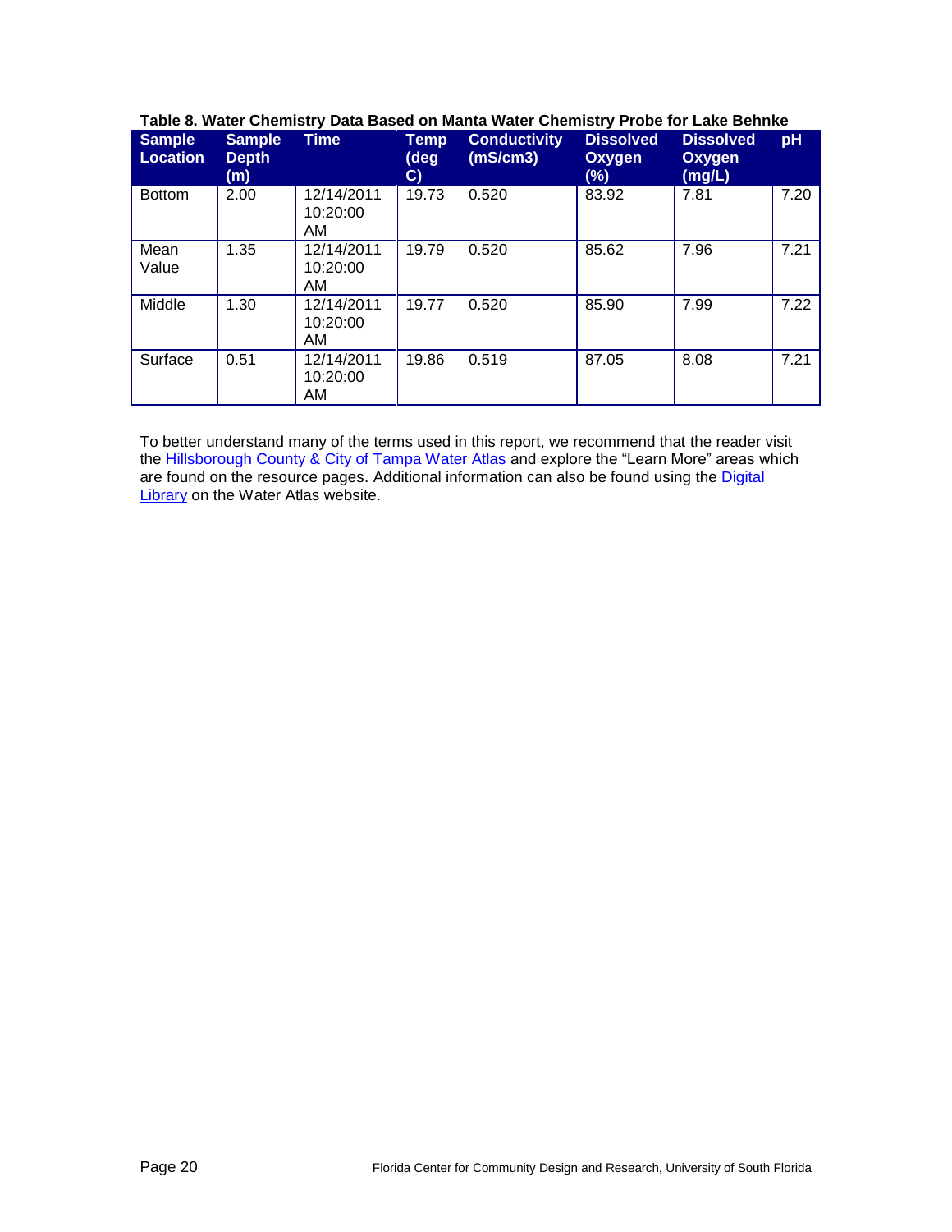**Table 8. Water Chemistry Data Based on Manta Water Chemistry Probe for Lake Behnke**

| Sample Location | Sample Depth (m) | Time | Temp (deg C) | Conductivity (mS/cm3) | Dissolved Oxygen (%) | Dissolved Oxygen (mg/L) | pH |
|---|---|---|---|---|---|---|---|
| Bottom | 2.00 | 12/14/2011 10:20:00 AM | 19.73 | 0.520 | 83.92 | 7.81 | 7.20 |
| Mean Value | 1.35 | 12/14/2011 10:20:00 AM | 19.79 | 0.520 | 85.62 | 7.96 | 7.21 |
| Middle | 1.30 | 12/14/2011 10:20:00 AM | 19.77 | 0.520 | 85.90 | 7.99 | 7.22 |
| Surface | 0.51 | 12/14/2011 10:20:00 AM | 19.86 | 0.519 | 87.05 | 8.08 | 7.21 |

To better understand many of the terms used in this report, we recommend that the reader visit the Hillsborough County & City of Tampa Water Atlas and explore the "Learn More" areas which are found on the resource pages. Additional information can also be found using the Digital Library on the Water Atlas website.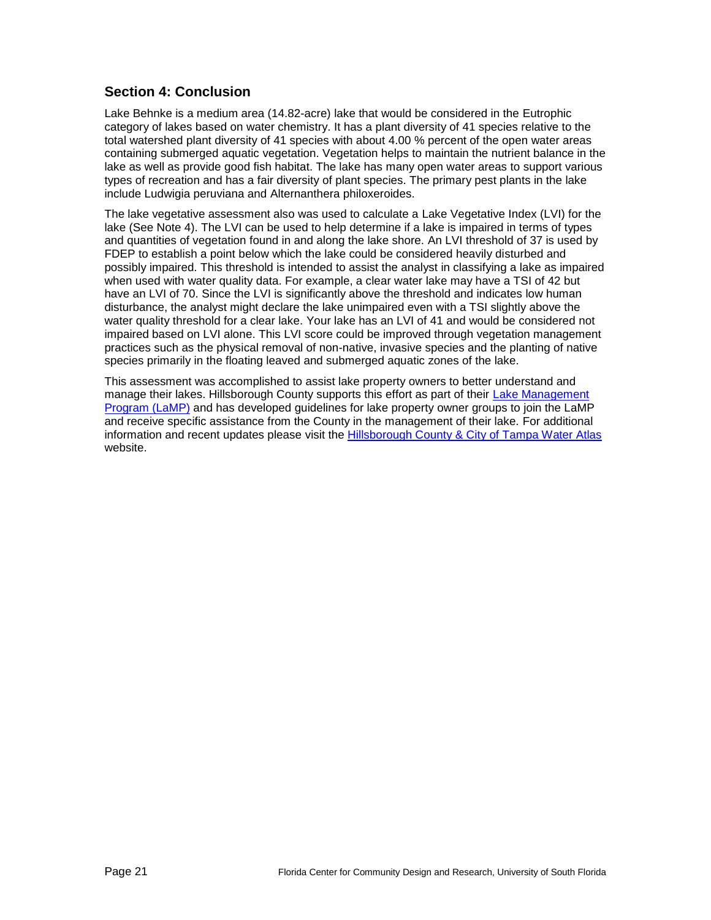## Section 4: Conclusion

Lake Behnke is a medium area (14.82-acre) lake that would be considered in the Eutrophic category of lakes based on water chemistry. It has a plant diversity of 41 species relative to the total watershed plant diversity of 41 species with about 4.00 % percent of the open water areas containing submerged aquatic vegetation. Vegetation helps to maintain the nutrient balance in the lake as well as provide good fish habitat. The lake has many open water areas to support various types of recreation and has a fair diversity of plant species. The primary pest plants in the lake include Ludwigia peruviana and Alternanthera philoxeroides.

The lake vegetative assessment also was used to calculate a Lake Vegetative Index (LVI) for the lake (See Note 4). The LVI can be used to help determine if a lake is impaired in terms of types and quantities of vegetation found in and along the lake shore. An LVI threshold of 37 is used by FDEP to establish a point below which the lake could be considered heavily disturbed and possibly impaired. This threshold is intended to assist the analyst in classifying a lake as impaired when used with water quality data. For example, a clear water lake may have a TSI of 42 but have an LVI of 70. Since the LVI is significantly above the threshold and indicates low human disturbance, the analyst might declare the lake unimpaired even with a TSI slightly above the water quality threshold for a clear lake. Your lake has an LVI of 41 and would be considered not impaired based on LVI alone. This LVI score could be improved through vegetation management practices such as the physical removal of non-native, invasive species and the planting of native species primarily in the floating leaved and submerged aquatic zones of the lake.

This assessment was accomplished to assist lake property owners to better understand and manage their lakes. Hillsborough County supports this effort as part of their Lake Management Program (LaMP) and has developed guidelines for lake property owner groups to join the LaMP and receive specific assistance from the County in the management of their lake. For additional information and recent updates please visit the Hillsborough County & City of Tampa Water Atlas website.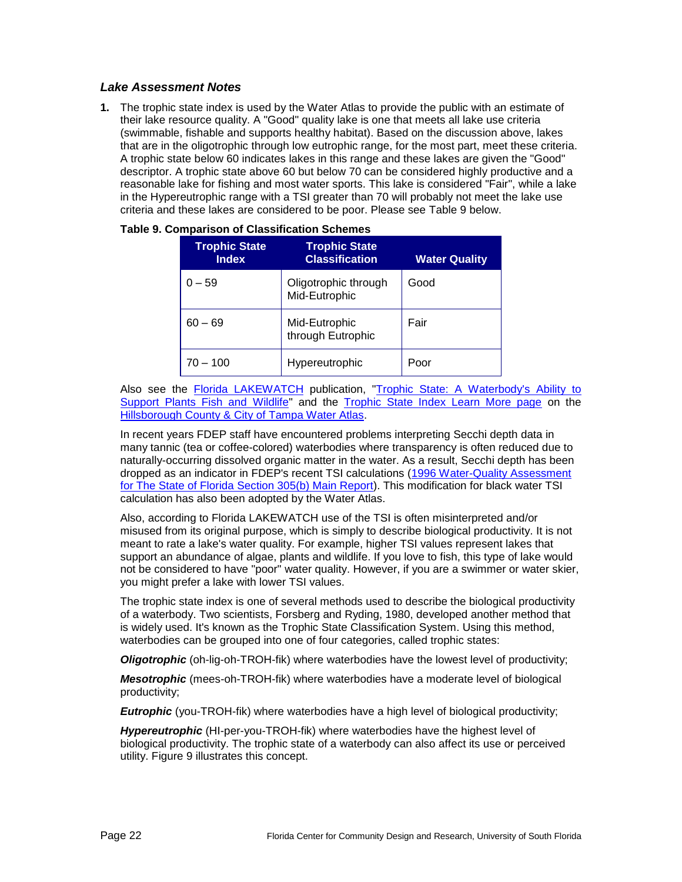### *Lake Assessment Notes*

**1.** The trophic state index is used by the Water Atlas to provide the public with an estimate of their lake resource quality. A "Good" quality lake is one that meets all lake use criteria (swimmable, fishable and supports healthy habitat). Based on the discussion above, lakes that are in the oligotrophic through low eutrophic range, for the most part, meet these criteria. A trophic state below 60 indicates lakes in this range and these lakes are given the "Good" descriptor. A trophic state above 60 but below 70 can be considered highly productive and a reasonable lake for fishing and most water sports. This lake is considered "Fair", while a lake in the Hypereutrophic range with a TSI greater than 70 will probably not meet the lake use criteria and these lakes are considered to be poor. Please see Table 9 below.

**Table 9. Comparison of Classification Schemes**

| Trophic State Index | Trophic State Classification | Water Quality |
|---|---|---|
| 0 – 59 | Oligotrophic through Mid-Eutrophic | Good |
| 60 – 69 | Mid-Eutrophic through Eutrophic | Fair |
| 70 – 100 | Hypereutrophic | Poor |

Also see the Florida LAKEWATCH publication, "Trophic State: A Waterbody's Ability to Support Plants Fish and Wildlife" and the Trophic State Index Learn More page on the Hillsborough County & City of Tampa Water Atlas.

In recent years FDEP staff have encountered problems interpreting Secchi depth data in many tannic (tea or coffee-colored) waterbodies where transparency is often reduced due to naturally-occurring dissolved organic matter in the water. As a result, Secchi depth has been dropped as an indicator in FDEP's recent TSI calculations (1996 Water-Quality Assessment for The State of Florida Section 305(b) Main Report). This modification for black water TSI calculation has also been adopted by the Water Atlas.

Also, according to Florida LAKEWATCH use of the TSI is often misinterpreted and/or misused from its original purpose, which is simply to describe biological productivity. It is not meant to rate a lake's water quality. For example, higher TSI values represent lakes that support an abundance of algae, plants and wildlife. If you love to fish, this type of lake would not be considered to have "poor" water quality. However, if you are a swimmer or water skier, you might prefer a lake with lower TSI values.

The trophic state index is one of several methods used to describe the biological productivity of a waterbody. Two scientists, Forsberg and Ryding, 1980, developed another method that is widely used. It's known as the Trophic State Classification System. Using this method, waterbodies can be grouped into one of four categories, called trophic states:

***Oligotrophic*** (oh-lig-oh-TROH-fik) where waterbodies have the lowest level of productivity;

***Mesotrophic*** (mees-oh-TROH-fik) where waterbodies have a moderate level of biological productivity;

***Eutrophic*** (you-TROH-fik) where waterbodies have a high level of biological productivity;

***Hypereutrophic*** (HI-per-you-TROH-fik) where waterbodies have the highest level of biological productivity. The trophic state of a waterbody can also affect its use or perceived utility. Figure 9 illustrates this concept.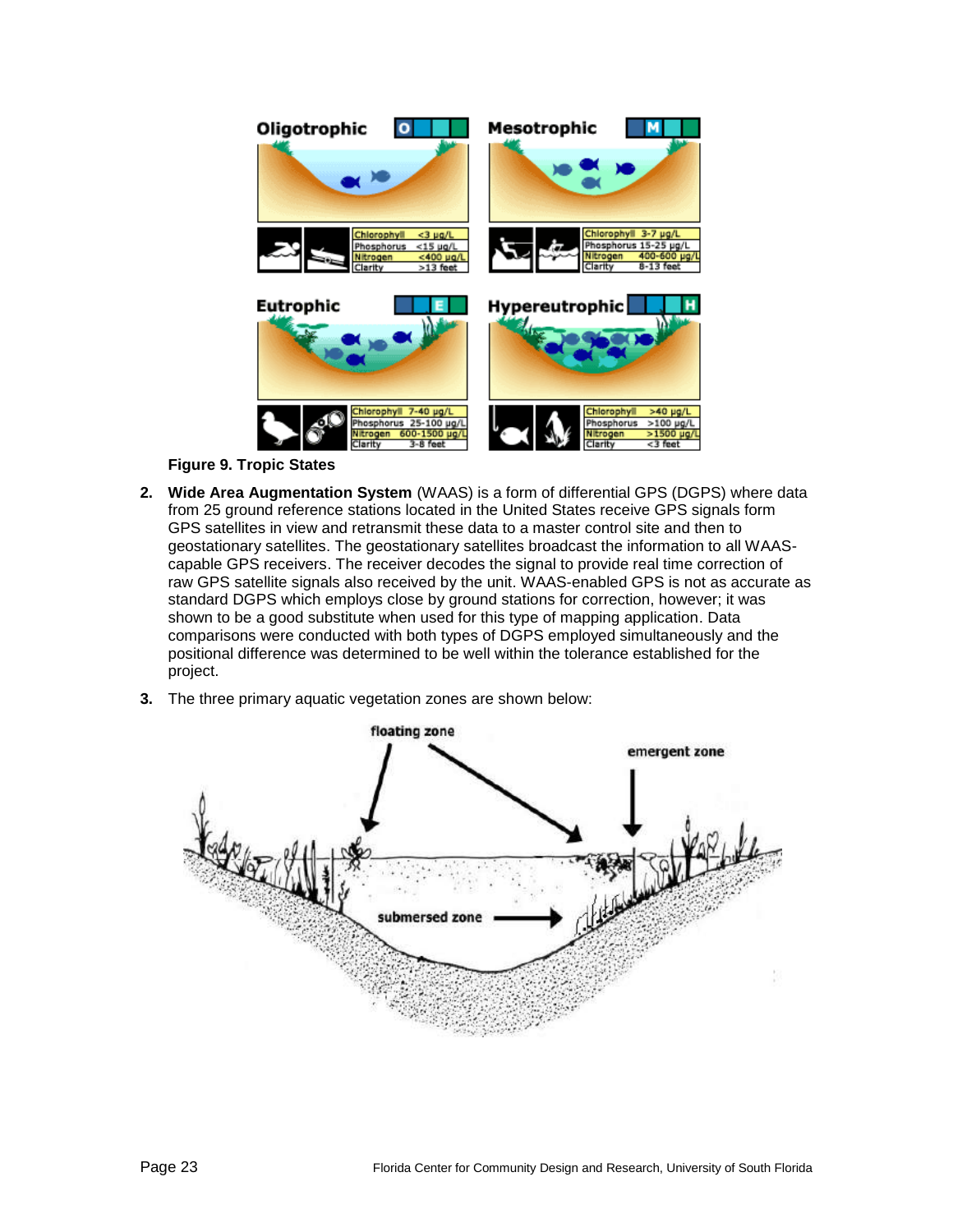**Figure 9. Tropic States**

2. **Wide Area Augmentation System** (WAAS) is a form of differential GPS (DGPS) where data from 25 ground reference stations located in the United States receive GPS signals form GPS satellites in view and retransmit these data to a master control site and then to geostationary satellites. The geostationary satellites broadcast the information to all WAAS-capable GPS receivers. The receiver decodes the signal to provide real time correction of raw GPS satellite signals also received by the unit. WAAS-enabled GPS is not as accurate as standard DGPS which employs close by ground stations for correction, however; it was shown to be a good substitute when used for this type of mapping application. Data comparisons were conducted with both types of DGPS employed simultaneously and the positional difference was determined to be well within the tolerance established for the project.

3. The three primary aquatic vegetation zones are shown below: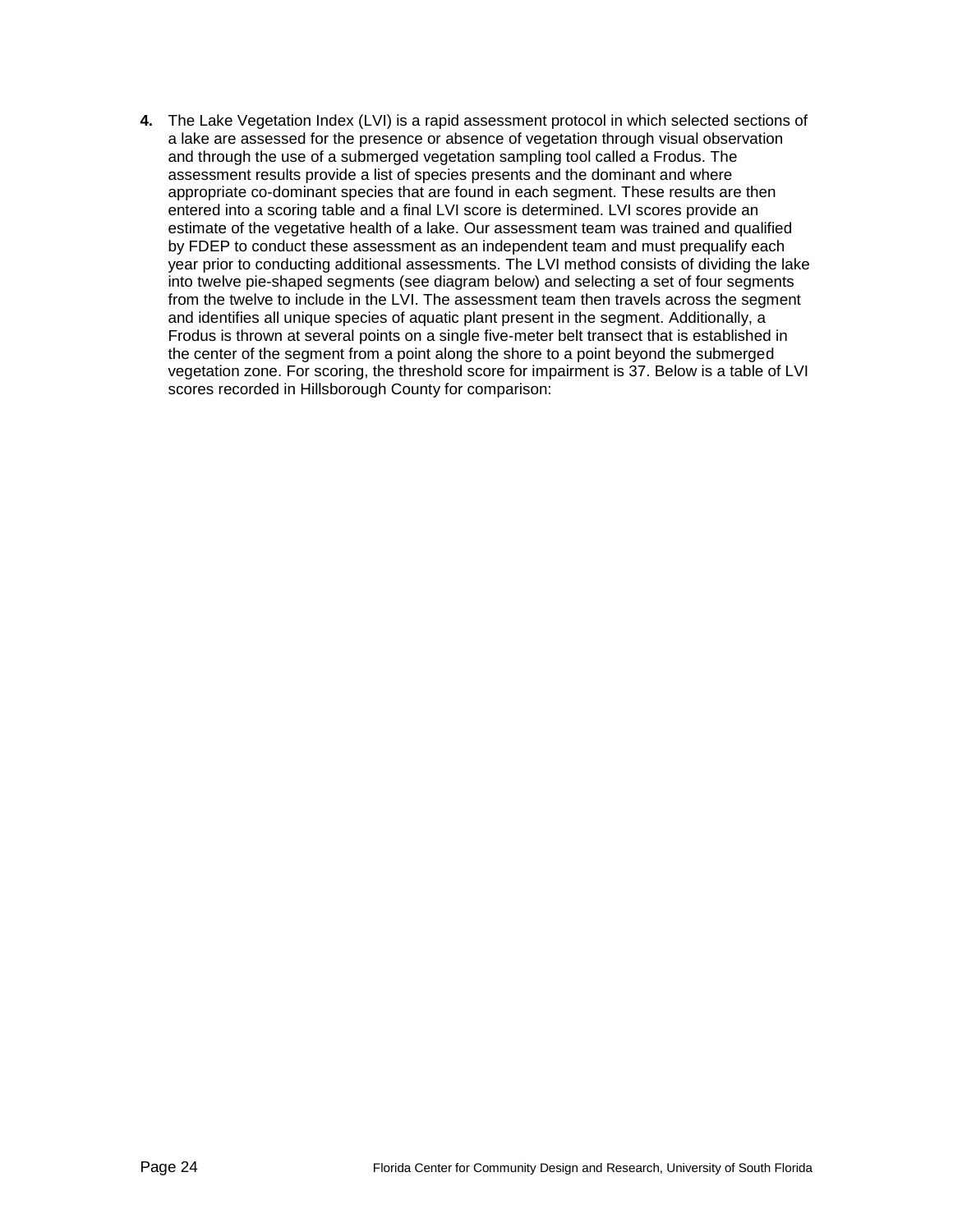4. The Lake Vegetation Index (LVI) is a rapid assessment protocol in which selected sections of a lake are assessed for the presence or absence of vegetation through visual observation and through the use of a submerged vegetation sampling tool called a Frodus. The assessment results provide a list of species presents and the dominant and where appropriate co-dominant species that are found in each segment. These results are then entered into a scoring table and a final LVI score is determined. LVI scores provide an estimate of the vegetative health of a lake. Our assessment team was trained and qualified by FDEP to conduct these assessment as an independent team and must prequalify each year prior to conducting additional assessments. The LVI method consists of dividing the lake into twelve pie-shaped segments (see diagram below) and selecting a set of four segments from the twelve to include in the LVI. The assessment team then travels across the segment and identifies all unique species of aquatic plant present in the segment. Additionally, a Frodus is thrown at several points on a single five-meter belt transect that is established in the center of the segment from a point along the shore to a point beyond the submerged vegetation zone. For scoring, the threshold score for impairment is 37. Below is a table of LVI scores recorded in Hillsborough County for comparison: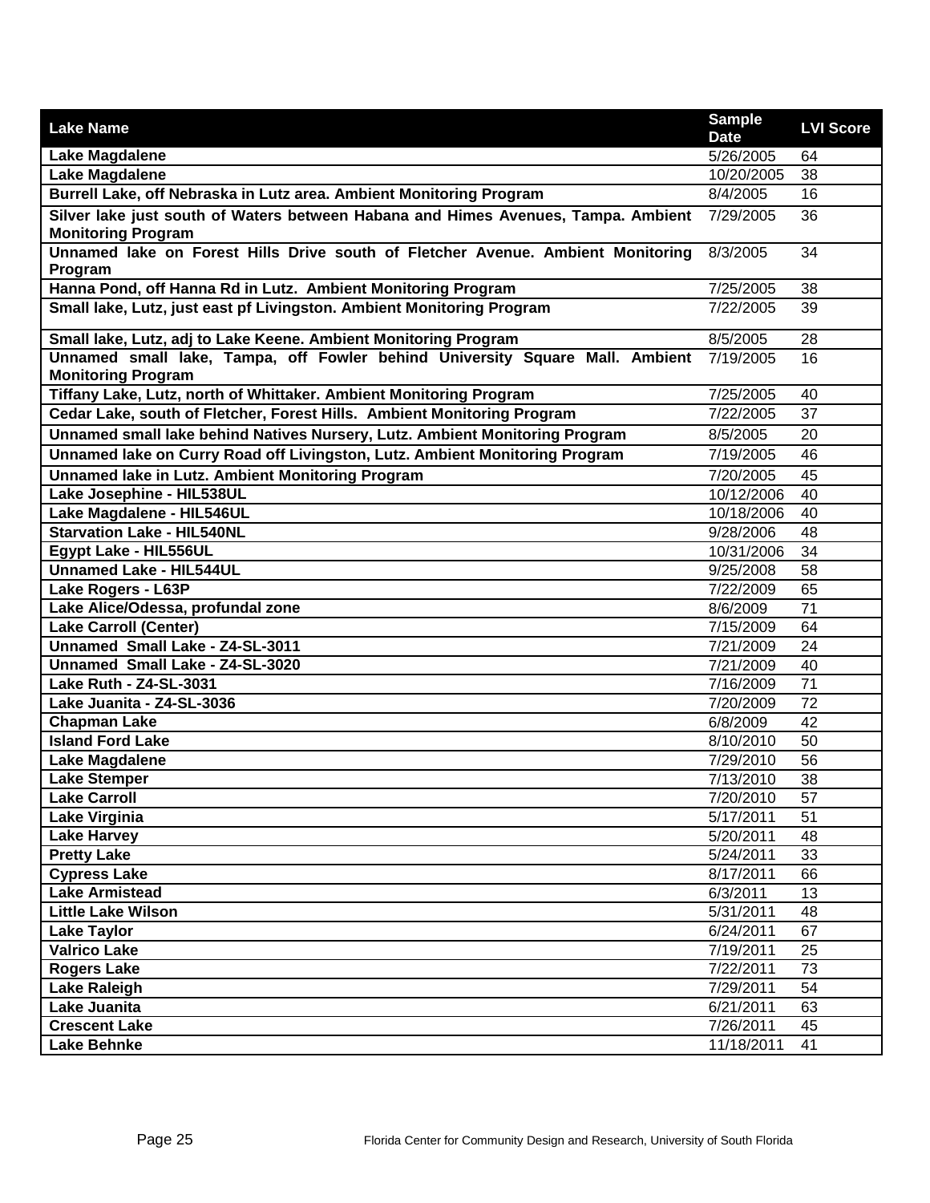| Lake Name | Sample Date | LVI Score |
|---|---|---|
| **Lake Magdalene** | 5/26/2005 | 64 |
| **Lake Magdalene** | 10/20/2005 | 38 |
| **Burrell Lake, off Nebraska in Lutz area. Ambient Monitoring Program** | 8/4/2005 | 16 |
| **Silver lake just south of Waters between Habana and Himes Avenues, Tampa. Ambient Monitoring Program** | 7/29/2005 | 36 |
| **Unamed lake on Forest Hills Drive south of Fletcher Avenue. Ambient Monitoring Program** | 8/3/2005 | 34 |
| **Hanna Pond, off Hanna Rd in Lutz. Ambient Monitoring Program** | 7/25/2005 | 38 |
| **Small lake, Lutz, just east pf Livingston. Ambient Monitoring Program** | 7/22/2005 | 39 |
| **Small lake, Lutz, adj to Lake Keene. Ambient Monitoring Program** | 8/5/2005 | 28 |
| **Unnamed small lake, Tampa, off Fowler behind University Square Mall. Ambient Monitoring Program** | 7/19/2005 | 16 |
| **Tiffany Lake, Lutz, north of Whittaker. Ambient Monitoring Program** | 7/25/2005 | 40 |
| **Cedar Lake, south of Fletcher, Forest Hills. Ambient Monitoring Program** | 7/22/2005 | 37 |
| **Unnamed small lake behind Natives Nursery, Lutz. Ambient Monitoring Program** | 8/5/2005 | 20 |
| **Unnamed lake on Curry Road off Livingston, Lutz. Ambient Monitoring Program** | 7/19/2005 | 46 |
| **Unnamed lake in Lutz. Ambient Monitoring Program** | 7/20/2005 | 45 |
| **Lake Josephine - HIL538UL** | 10/12/2006 | 40 |
| **Lake Magdalene - HIL546UL** | 10/18/2006 | 40 |
| **Starvation Lake - HIL540NL** | 9/28/2006 | 48 |
| **Egypt Lake - HIL556UL** | 10/31/2006 | 34 |
| **Unnamed Lake - HIL544UL** | 9/25/2008 | 58 |
| **Lake Rogers - L63P** | 7/22/2009 | 65 |
| **Lake Alice/Odessa, profundal zone** | 8/6/2009 | 71 |
| **Lake Carroll (Center)** | 7/15/2009 | 64 |
| **Unnamed Small Lake - Z4-SL-3011** | 7/21/2009 | 24 |
| **Unnamed Small Lake - Z4-SL-3020** | 7/21/2009 | 40 |
| **Lake Ruth - Z4-SL-3031** | 7/16/2009 | 71 |
| **Lake Juanita - Z4-SL-3036** | 7/20/2009 | 72 |
| **Chapman Lake** | 6/8/2009 | 42 |
| **Island Ford Lake** | 8/10/2010 | 50 |
| **Lake Magdalene** | 7/29/2010 | 56 |
| **Lake Stemper** | 7/13/2010 | 38 |
| **Lake Carroll** | 7/20/2010 | 57 |
| **Lake Virginia** | 5/17/2011 | 51 |
| **Lake Harvey** | 5/20/2011 | 48 |
| **Pretty Lake** | 5/24/2011 | 33 |
| **Cypress Lake** | 8/17/2011 | 66 |
| **Lake Armistead** | 6/3/2011 | 13 |
| **Little Lake Wilson** | 5/31/2011 | 48 |
| **Lake Taylor** | 6/24/2011 | 67 |
| **Valrico Lake** | 7/19/2011 | 25 |
| **Rogers Lake** | 7/22/2011 | 73 |
| **Lake Raleigh** | 7/29/2011 | 54 |
| **Lake Juanita** | 6/21/2011 | 63 |
| **Crescent Lake** | 7/26/2011 | 45 |
| **Lake Behnke** | 11/18/2011 | 41 |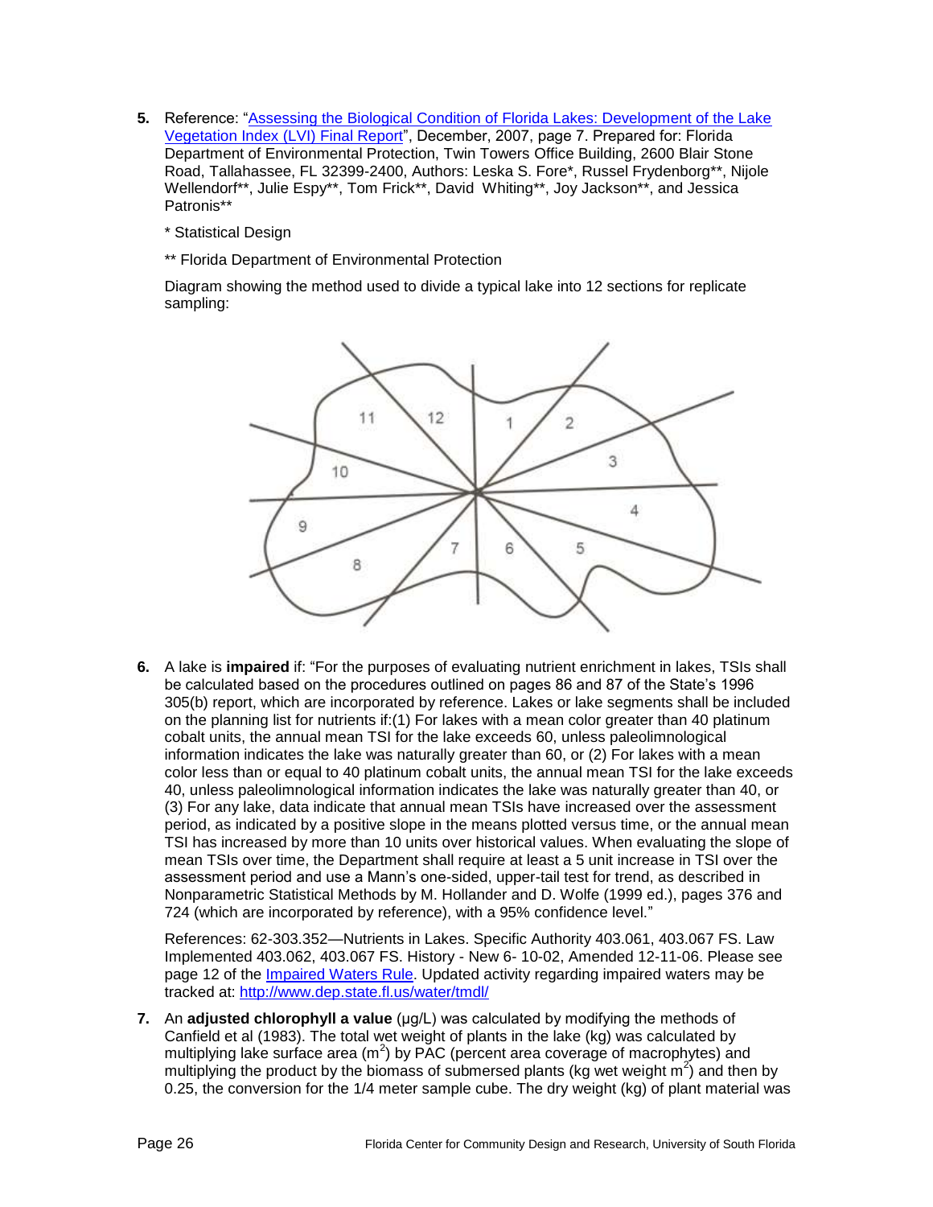5. Reference: "Assessing the Biological Condition of Florida Lakes: Development of the Lake Vegetation Index (LVI) Final Report", December, 2007, page 7. Prepared for: Florida Department of Environmental Protection, Twin Towers Office Building, 2600 Blair Stone Road, Tallahassee, FL 32399-2400, Authors: Leska S. Fore*, Russel Frydenborg**, Nijole Wellendorf**, Julie Espy**, Tom Frick**, David Whiting**, Joy Jackson**, and Jessica Patronis**

   * Statistical Design

   ** Florida Department of Environmental Protection

   Diagram showing the method used to divide a typical lake into 12 sections for replicate sampling:

6. A lake is **impaired** if: "For the purposes of evaluating nutrient enrichment in lakes, TSIs shall be calculated based on the procedures outlined on pages 86 and 87 of the State's 1996 305(b) report, which are incorporated by reference. Lakes or lake segments shall be included on the planning list for nutrients if:(1) For lakes with a mean color greater than 40 platinum cobalt units, the annual mean TSI for the lake exceeds 60, unless paleolimnological information indicates the lake was naturally greater than 60, or (2) For lakes with a mean color less than or equal to 40 platinum cobalt units, the annual mean TSI for the lake exceeds 40, unless paleolimnological information indicates the lake was naturally greater than 40, or (3) For any lake, data indicate that annual mean TSIs have increased over the assessment period, as indicated by a positive slope in the means plotted versus time, or the annual mean TSI has increased by more than 10 units over historical values. When evaluating the slope of mean TSIs over time, the Department shall require at least a 5 unit increase in TSI over the assessment period and use a Mann's one-sided, upper-tail test for trend, as described in Nonparametric Statistical Methods by M. Hollander and D. Wolfe (1999 ed.), pages 376 and 724 (which are incorporated by reference), with a 95% confidence level."

   References: 62-303.352—Nutrients in Lakes. Specific Authority 403.061, 403.067 FS. Law Implemented 403.062, 403.067 FS. History - New 6- 10-02, Amended 12-11-06. Please see page 12 of the Impaired Waters Rule. Updated activity regarding impaired waters may be tracked at: http://www.dep.state.fl.us/water/tmdl/

7. An **adjusted chlorophyll a value** (µg/L) was calculated by modifying the methods of Canfield et al (1983). The total wet weight of plants in the lake (kg) was calculated by multiplying lake surface area ($m^2$) by PAC (percent area coverage of macrophytes) and multiplying the product by the biomass of submersed plants (kg wet weight $m^2$) and then by 0.25, the conversion for the 1/4 meter sample cube. The dry weight (kg) of plant material was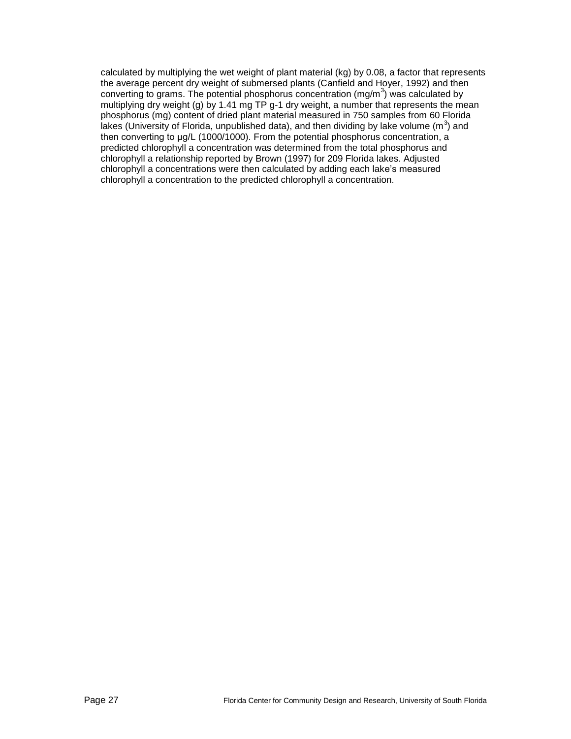calculated by multiplying the wet weight of plant material (kg) by 0.08, a factor that represents the average percent dry weight of submersed plants (Canfield and Hoyer, 1992) and then converting to grams. The potential phosphorus concentration (mg/$m^3$) was calculated by multiplying dry weight (g) by 1.41 mg TP $g^{-1}$ dry weight, a number that represents the mean phosphorus (mg) content of dried plant material measured in 750 samples from 60 Florida lakes (University of Florida, unpublished data), and then dividing by lake volume ($m^3$) and then converting to µg/L (1000/1000). From the potential phosphorus concentration, a predicted chlorophyll a concentration was determined from the total phosphorus and chlorophyll a relationship reported by Brown (1997) for 209 Florida lakes. Adjusted chlorophyll a concentrations were then calculated by adding each lake's measured chlorophyll a concentration to the predicted chlorophyll a concentration.